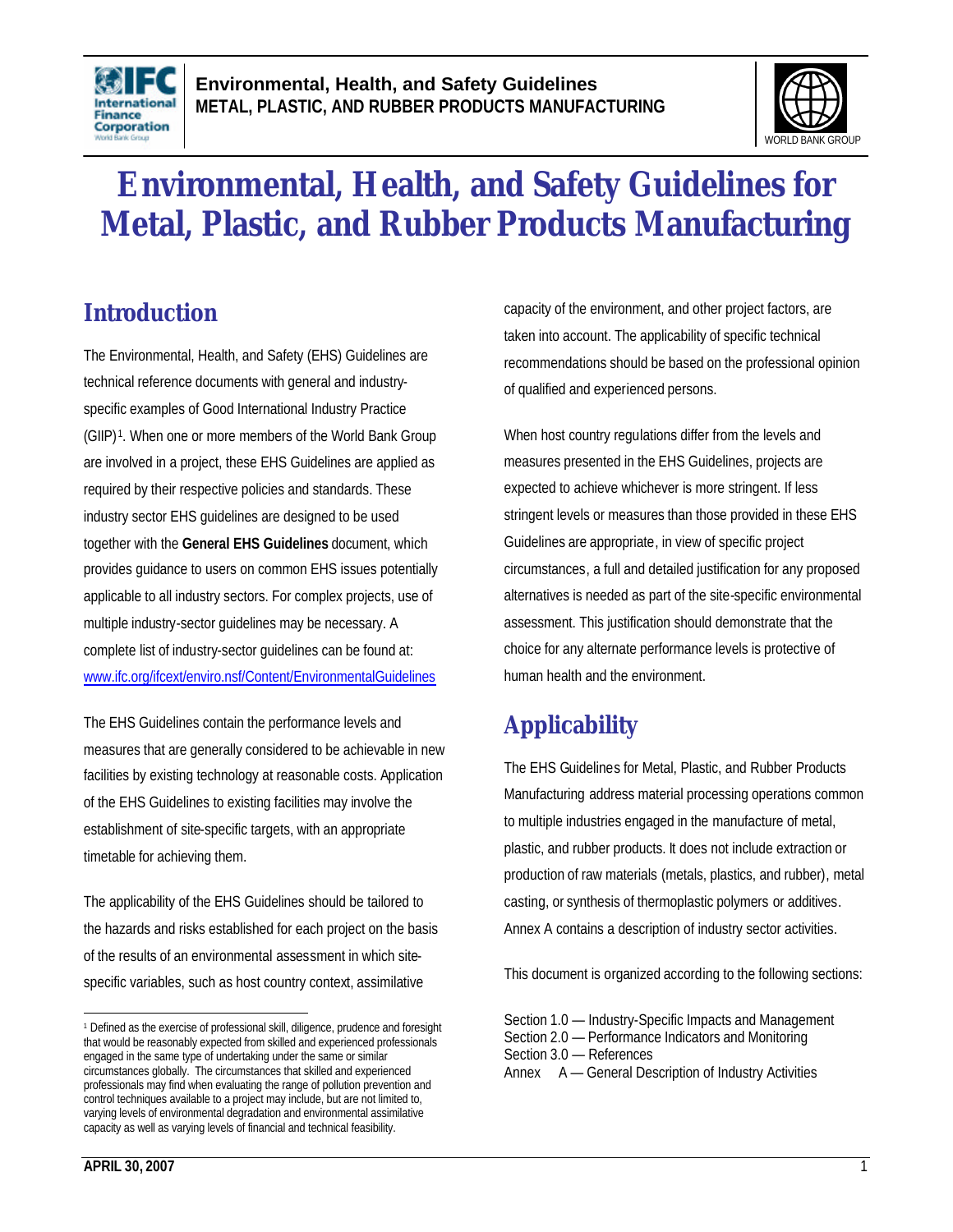# Environmental, Health, and Safety Guidelines for Metal, Plastic, and Rubber Products Manufacturing

## Introduction

The Environmental, Health, and Safety (EHS) Guidelines are technical reference documents with general and industry-specific examples of Good International Industry Practice (GIIP)[1]. When one or more members of the World Bank Group are involved in a project, these EHS Guidelines are applied as required by their respective policies and standards. These industry sector EHS guidelines are designed to be used together with the **General EHS Guidelines** document, which provides guidance to users on common EHS issues potentially applicable to all industry sectors. For complex projects, use of multiple industry-sector guidelines may be necessary. A complete list of industry-sector guidelines can be found at: www.ifc.org/ifcext/enviro.nsf/Content/EnvironmentalGuidelines

The EHS Guidelines contain the performance levels and measures that are generally considered to be achievable in new facilities by existing technology at reasonable costs. Application of the EHS Guidelines to existing facilities may involve the establishment of site-specific targets, with an appropriate timetable for achieving them.

The applicability of the EHS Guidelines should be tailored to the hazards and risks established for each project on the basis of the results of an environmental assessment in which site-specific variables, such as host country context, assimilative capacity of the environment, and other project factors, are taken into account. The applicability of specific technical recommendations should be based on the professional opinion of qualified and experienced persons.

When host country regulations differ from the levels and measures presented in the EHS Guidelines, projects are expected to achieve whichever is more stringent. If less stringent levels or measures than those provided in these EHS Guidelines are appropriate, in view of specific project circumstances, a full and detailed justification for any proposed alternatives is needed as part of the site-specific environmental assessment. This justification should demonstrate that the choice for any alternate performance levels is protective of human health and the environment.

## Applicability

The EHS Guidelines for Metal, Plastic, and Rubber Products Manufacturing address material processing operations common to multiple industries engaged in the manufacture of metal, plastic, and rubber products. It does not include extraction or production of raw materials (metals, plastics, and rubber), metal casting, or synthesis of thermoplastic polymers or additives. Annex A contains a description of industry sector activities.

This document is organized according to the following sections:

Section 1.0 — Industry-Specific Impacts and Management  
Section 2.0 — Performance Indicators and Monitoring  
Section 3.0 — References  
Annex A — General Description of Industry Activities

[1] Defined as the exercise of professional skill, diligence, prudence and foresight that would be reasonably expected from skilled and experienced professionals engaged in the same type of undertaking under the same or similar circumstances globally. The circumstances that skilled and experienced professionals may find when evaluating the range of pollution prevention and control techniques available to a project may include, but are not limited to, varying levels of environmental degradation and environmental assimilative capacity as well as varying levels of financial and technical feasibility.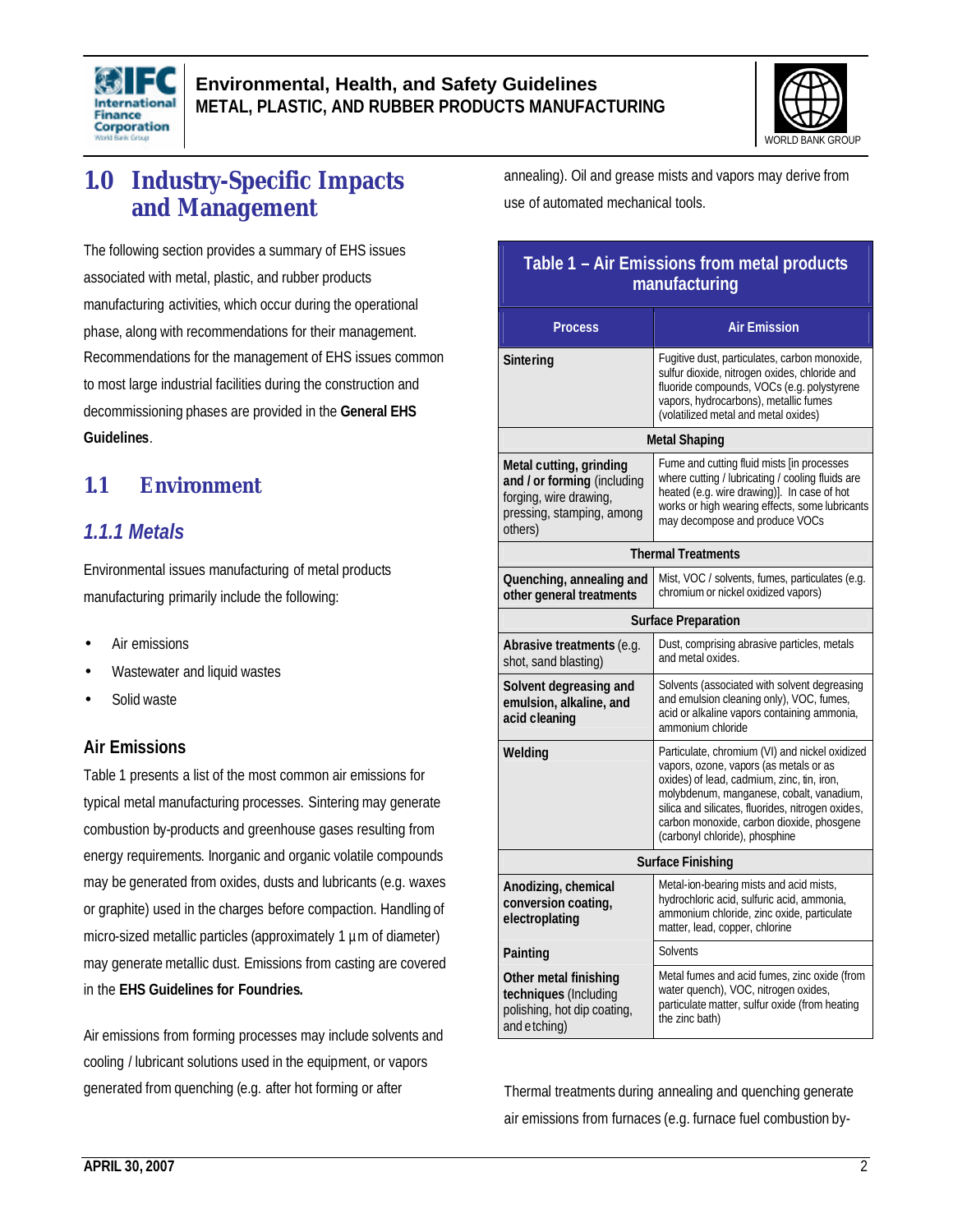# 1.0 Industry-Specific Impacts and Management

The following section provides a summary of EHS issues associated with metal, plastic, and rubber products manufacturing activities, which occur during the operational phase, along with recommendations for their management. Recommendations for the management of EHS issues common to most large industrial facilities during the construction and decommissioning phases are provided in the **General EHS Guidelines**.

## 1.1 Environment

### *1.1.1 Metals*

Environmental issues manufacturing of metal products manufacturing primarily include the following:

- Air emissions
- Wastewater and liquid wastes
- Solid waste

#### Air Emissions

Table 1 presents a list of the most common air emissions for typical metal manufacturing processes. Sintering may generate combustion by-products and greenhouse gases resulting from energy requirements. Inorganic and organic volatile compounds may be generated from oxides, dusts and lubricants (e.g. waxes or graphite) used in the charges before compaction. Handling of micro-sized metallic particles (approximately 1 µm of diameter) may generate metallic dust. Emissions from casting are covered in the **EHS Guidelines for Foundries.**

Air emissions from forming processes may include solvents and cooling / lubricant solutions used in the equipment, or vapors generated from quenching (e.g. after hot forming or after annealing). Oil and grease mists and vapors may derive from use of automated mechanical tools.

**Table 1 – Air Emissions from metal products manufacturing**

| Process | Air Emission |
|---|---|
| **Sintering** | Fugitive dust, particulates, carbon monoxide, sulfur dioxide, nitrogen oxides, chloride and fluoride compounds, VOCs (e.g. polystyrene vapors, hydrocarbons), metallic fumes (volatilized metal and metal oxides) |
| **Metal Shaping** | |
| **Metal cutting, grinding and / or forming** (including forging, wire drawing, pressing, stamping, among others) | Fume and cutting fluid mists [in processes where cutting / lubricating / cooling fluids are heated (e.g. wire drawing)]. In case of hot works or high wearing effects, some lubricants may decompose and produce VOCs |
| **Thermal Treatments** | |
| **Quenching, annealing and other general treatments** | Mist, VOC / solvents, fumes, particulates (e.g. chromium or nickel oxidized vapors) |
| **Surface Preparation** | |
| **Abrasive treatments** (e.g. shot, sand blasting) | Dust, comprising abrasive particles, metals and metal oxides. |
| **Solvent degreasing and emulsion, alkaline, and acid cleaning** | Solvents (associated with solvent degreasing and emulsion cleaning only), VOC, fumes, acid or alkaline vapors containing ammonia, ammonium chloride |
| **Welding** | Particulate, chromium (VI) and nickel oxidized vapors, ozone, vapors (as metals or as oxides) of lead, cadmium, zinc, tin, iron, molybdenum, manganese, cobalt, vanadium, silica and silicates, fluorides, nitrogen oxides, carbon monoxide, carbon dioxide, phosgene (carbonyl chloride), phosphine |
| **Surface Finishing** | |
| **Anodizing, chemical conversion coating, electroplating** | Metal-ion-bearing mists and acid mists, hydrochloric acid, sulfuric acid, ammonia, ammonium chloride, zinc oxide, particulate matter, lead, copper, chlorine |
| **Painting** | Solvents |
| **Other metal finishing techniques** (Including polishing, hot dip coating, and etching) | Metal fumes and acid fumes, zinc oxide (from water quench), VOC, nitrogen oxides, particulate matter, sulfur oxide (from heating the zinc bath) |

Thermal treatments during annealing and quenching generate air emissions from furnaces (e.g. furnace fuel combustion by-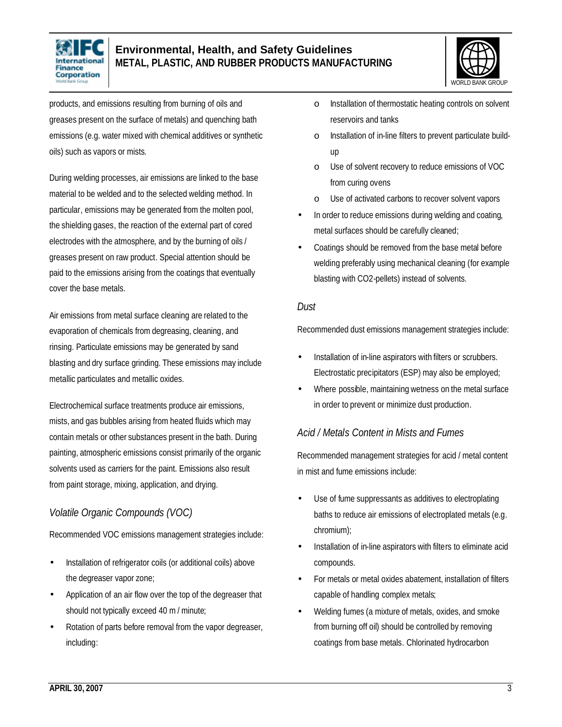products, and emissions resulting from burning of oils and greases present on the surface of metals) and quenching bath emissions (e.g. water mixed with chemical additives or synthetic oils) such as vapors or mists.

During welding processes, air emissions are linked to the base material to be welded and to the selected welding method. In particular, emissions may be generated from the molten pool, the shielding gases, the reaction of the external part of cored electrodes with the atmosphere, and by the burning of oils / greases present on raw product. Special attention should be paid to the emissions arising from the coatings that eventually cover the base metals.

Air emissions from metal surface cleaning are related to the evaporation of chemicals from degreasing, cleaning, and rinsing. Particulate emissions may be generated by sand blasting and dry surface grinding. These emissions may include metallic particulates and metallic oxides.

Electrochemical surface treatments produce air emissions, mists, and gas bubbles arising from heated fluids which may contain metals or other substances present in the bath. During painting, atmospheric emissions consist primarily of the organic solvents used as carriers for the paint. Emissions also result from paint storage, mixing, application, and drying.

*Volatile Organic Compounds (VOC)*

Recommended VOC emissions management strategies include:

- Installation of refrigerator coils (or additional coils) above the degreaser vapor zone;
- Application of an air flow over the top of the degreaser that should not typically exceed 40 m / minute;
- Rotation of parts before removal from the vapor degreaser, including:
  - Installation of thermostatic heating controls on solvent reservoirs and tanks
  - Installation of in-line filters to prevent particulate build-up
  - Use of solvent recovery to reduce emissions of VOC from curing ovens
  - Use of activated carbons to recover solvent vapors
- In order to reduce emissions during welding and coating, metal surfaces should be carefully cleaned;
- Coatings should be removed from the base metal before welding preferably using mechanical cleaning (for example blasting with $CO_2$-pellets) instead of solvents.

*Dust*

Recommended dust emissions management strategies include:

- Installation of in-line aspirators with filters or scrubbers. Electrostatic precipitators (ESP) may also be employed;
- Where possible, maintaining wetness on the metal surface in order to prevent or minimize dust production.

*Acid / Metals Content in Mists and Fumes*

Recommended management strategies for acid / metal content in mist and fume emissions include:

- Use of fume suppressants as additives to electroplating baths to reduce air emissions of electroplated metals (e.g. chromium);
- Installation of in-line aspirators with filters to eliminate acid compounds.
- For metals or metal oxides abatement, installation of filters capable of handling complex metals;
- Welding fumes (a mixture of metals, oxides, and smoke from burning off oil) should be controlled by removing coatings from base metals. Chlorinated hydrocarbon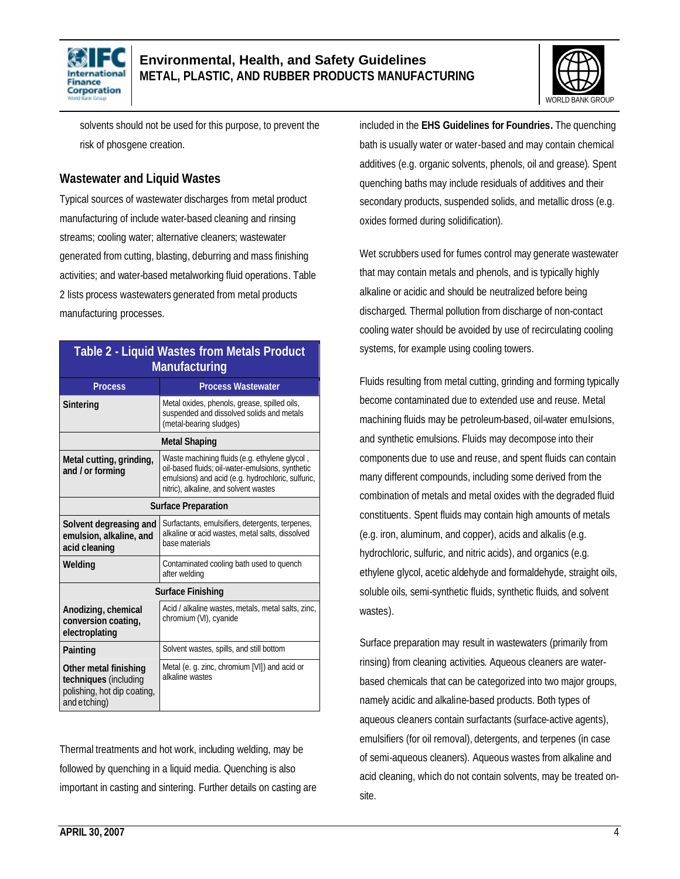solvents should not be used for this purpose, to prevent the risk of phosgene creation.

### Wastewater and Liquid Wastes

Typical sources of wastewater discharges from metal product manufacturing of include water-based cleaning and rinsing streams; cooling water; alternative cleaners; wastewater generated from cutting, blasting, deburring and mass finishing activities; and water-based metalworking fluid operations. Table 2 lists process wastewaters generated from metal products manufacturing processes.

**Table 2 - Liquid Wastes from Metals Product Manufacturing**

| Process | Process Wastewater |
|---|---|
| **Sintering** | Metal oxides, phenols, grease, spilled oils, suspended and dissolved solids and metals (metal-bearing sludges) |
| **Metal Shaping** | |
| **Metal cutting, grinding, and / or forming** | Waste machining fluids (e.g. ethylene glycol , oil-based fluids; oil-water-emulsions, synthetic emulsions) and acid (e.g. hydrochloric, sulfuric, nitric), alkaline, and solvent wastes |
| **Surface Preparation** | |
| **Solvent degreasing and emulsion, alkaline, and acid cleaning** | Surfactants, emulsifiers, detergents, terpenes, alkaline or acid wastes, metal salts, dissolved base materials |
| **Welding** | Contaminated cooling bath used to quench after welding |
| **Surface Finishing** | |
| **Anodizing, chemical conversion coating, electroplating** | Acid / alkaline wastes, metals, metal salts, zinc, chromium (VI), cyanide |
| **Painting** | Solvent wastes, spills, and still bottom |
| **Other metal finishing techniques** (including polishing, hot dip coating, and etching) | Metal (e. g. zinc, chromium [VI]) and acid or alkaline wastes |

Thermal treatments and hot work, including welding, may be followed by quenching in a liquid media. Quenching is also important in casting and sintering. Further details on casting are included in the **EHS Guidelines for Foundries.** The quenching bath is usually water or water-based and may contain chemical additives (e.g. organic solvents, phenols, oil and grease). Spent quenching baths may include residuals of additives and their secondary products, suspended solids, and metallic dross (e.g. oxides formed during solidification).

Wet scrubbers used for fumes control may generate wastewater that may contain metals and phenols, and is typically highly alkaline or acidic and should be neutralized before being discharged. Thermal pollution from discharge of non-contact cooling water should be avoided by use of recirculating cooling systems, for example using cooling towers.

Fluids resulting from metal cutting, grinding and forming typically become contaminated due to extended use and reuse. Metal machining fluids may be petroleum-based, oil-water emulsions, and synthetic emulsions. Fluids may decompose into their components due to use and reuse, and spent fluids can contain many different compounds, including some derived from the combination of metals and metal oxides with the degraded fluid constituents. Spent fluids may contain high amounts of metals (e.g. iron, aluminum, and copper), acids and alkalis (e.g. hydrochloric, sulfuric, and nitric acids), and organics (e.g. ethylene glycol, acetic aldehyde and formaldehyde, straight oils, soluble oils, semi-synthetic fluids, synthetic fluids, and solvent wastes).

Surface preparation may result in wastewaters (primarily from rinsing) from cleaning activities. Aqueous cleaners are water-based chemicals that can be categorized into two major groups, namely acidic and alkaline-based products. Both types of aqueous cleaners contain surfactants (surface-active agents), emulsifiers (for oil removal), detergents, and terpenes (in case of semi-aqueous cleaners). Aqueous wastes from alkaline and acid cleaning, which do not contain solvents, may be treated on-site.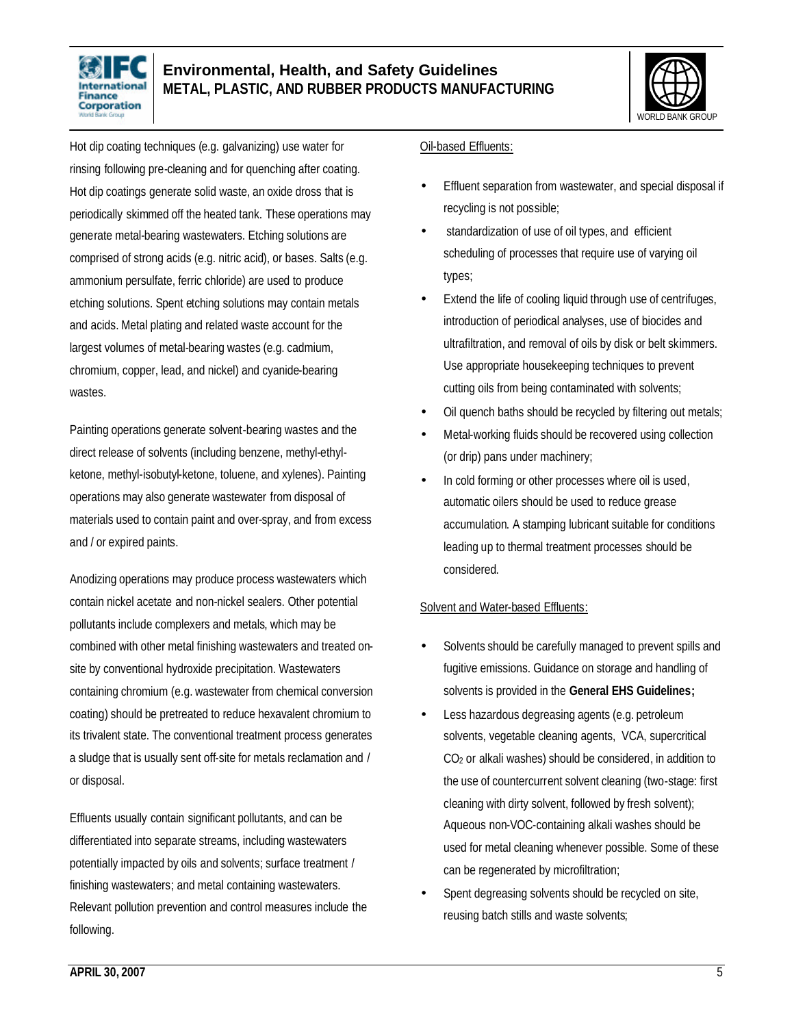Hot dip coating techniques (e.g. galvanizing) use water for rinsing following pre-cleaning and for quenching after coating. Hot dip coatings generate solid waste, an oxide dross that is periodically skimmed off the heated tank. These operations may generate metal-bearing wastewaters. Etching solutions are comprised of strong acids (e.g. nitric acid), or bases. Salts (e.g. ammonium persulfate, ferric chloride) are used to produce etching solutions. Spent etching solutions may contain metals and acids. Metal plating and related waste account for the largest volumes of metal-bearing wastes (e.g. cadmium, chromium, copper, lead, and nickel) and cyanide-bearing wastes.

Painting operations generate solvent-bearing wastes and the direct release of solvents (including benzene, methyl-ethyl-ketone, methyl-isobutyl-ketone, toluene, and xylenes). Painting operations may also generate wastewater from disposal of materials used to contain paint and over-spray, and from excess and / or expired paints.

Anodizing operations may produce process wastewaters which contain nickel acetate and non-nickel sealers. Other potential pollutants include complexers and metals, which may be combined with other metal finishing wastewaters and treated on-site by conventional hydroxide precipitation. Wastewaters containing chromium (e.g. wastewater from chemical conversion coating) should be pretreated to reduce hexavalent chromium to its trivalent state. The conventional treatment process generates a sludge that is usually sent off-site for metals reclamation and / or disposal.

Effluents usually contain significant pollutants, and can be differentiated into separate streams, including wastewaters potentially impacted by oils and solvents; surface treatment / finishing wastewaters; and metal containing wastewaters. Relevant pollution prevention and control measures include the following.

Oil-based Effluents:

- Effluent separation from wastewater, and special disposal if recycling is not possible;
- standardization of use of oil types, and efficient scheduling of processes that require use of varying oil types;
- Extend the life of cooling liquid through use of centrifuges, introduction of periodical analyses, use of biocides and ultrafiltration, and removal of oils by disk or belt skimmers. Use appropriate housekeeping techniques to prevent cutting oils from being contaminated with solvents;
- Oil quench baths should be recycled by filtering out metals;
- Metal-working fluids should be recovered using collection (or drip) pans under machinery;
- In cold forming or other processes where oil is used, automatic oilers should be used to reduce grease accumulation. A stamping lubricant suitable for conditions leading up to thermal treatment processes should be considered.

Solvent and Water-based Effluents:

- Solvents should be carefully managed to prevent spills and fugitive emissions. Guidance on storage and handling of solvents is provided in the **General EHS Guidelines;**
- Less hazardous degreasing agents (e.g. petroleum solvents, vegetable cleaning agents, VCA, supercritical $CO_2$ or alkali washes) should be considered, in addition to the use of countercurrent solvent cleaning (two-stage: first cleaning with dirty solvent, followed by fresh solvent); Aqueous non-VOC-containing alkali washes should be used for metal cleaning whenever possible. Some of these can be regenerated by microfiltration;
- Spent degreasing solvents should be recycled on site, reusing batch stills and waste solvents;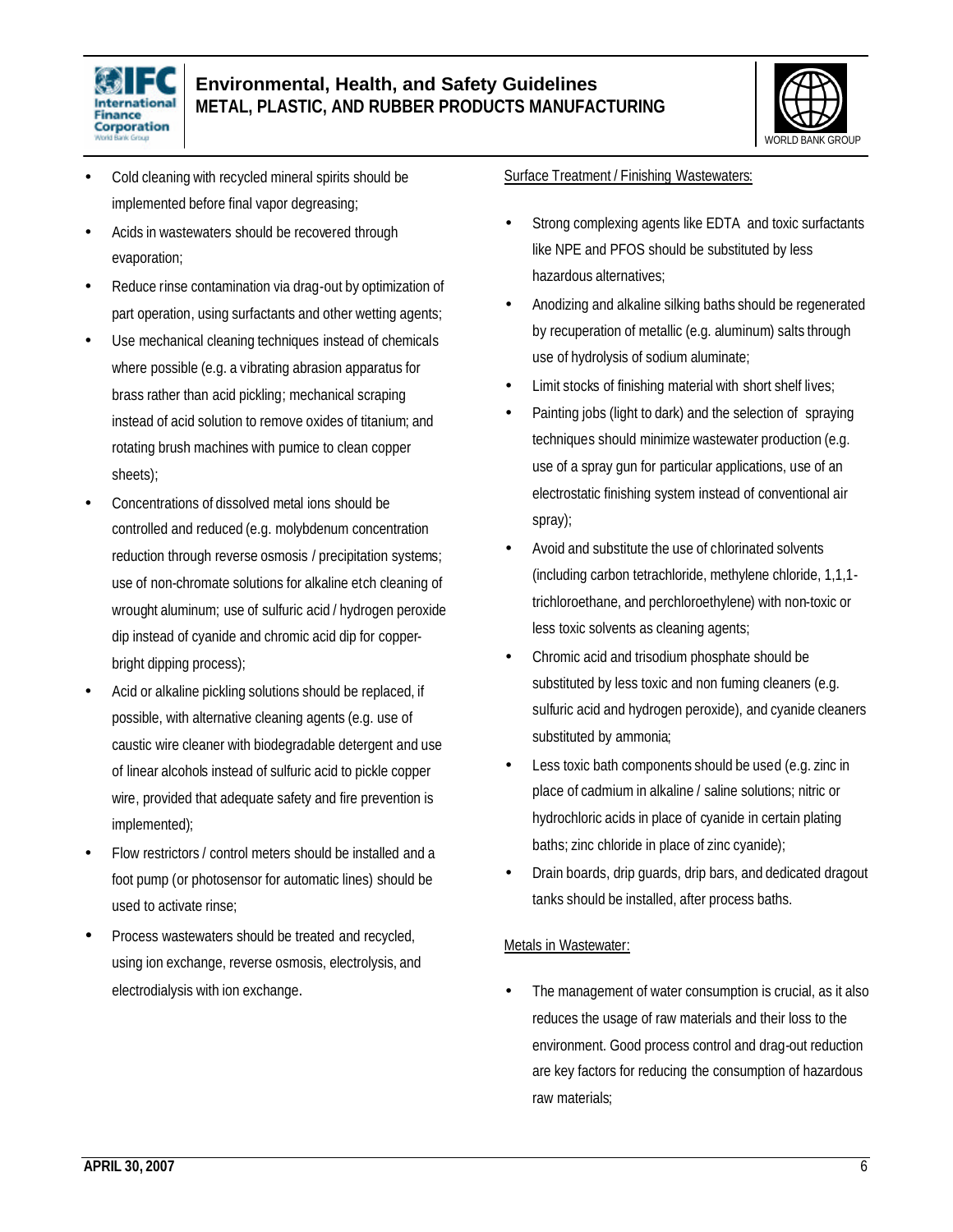- Cold cleaning with recycled mineral spirits should be implemented before final vapor degreasing;
- Acids in wastewaters should be recovered through evaporation;
- Reduce rinse contamination via drag-out by optimization of part operation, using surfactants and other wetting agents;
- Use mechanical cleaning techniques instead of chemicals where possible (e.g. a vibrating abrasion apparatus for brass rather than acid pickling; mechanical scraping instead of acid solution to remove oxides of titanium; and rotating brush machines with pumice to clean copper sheets);
- Concentrations of dissolved metal ions should be controlled and reduced (e.g. molybdenum concentration reduction through reverse osmosis / precipitation systems; use of non-chromate solutions for alkaline etch cleaning of wrought aluminum; use of sulfuric acid / hydrogen peroxide dip instead of cyanide and chromic acid dip for copper-bright dipping process);
- Acid or alkaline pickling solutions should be replaced, if possible, with alternative cleaning agents (e.g. use of caustic wire cleaner with biodegradable detergent and use of linear alcohols instead of sulfuric acid to pickle copper wire, provided that adequate safety and fire prevention is implemented);
- Flow restrictors / control meters should be installed and a foot pump (or photosensor for automatic lines) should be used to activate rinse;
- Process wastewaters should be treated and recycled, using ion exchange, reverse osmosis, electrolysis, and electrodialysis with ion exchange.

Surface Treatment / Finishing Wastewaters:

- Strong complexing agents like EDTA and toxic surfactants like NPE and PFOS should be substituted by less hazardous alternatives;
- Anodizing and alkaline silking baths should be regenerated by recuperation of metallic (e.g. aluminum) salts through use of hydrolysis of sodium aluminate;
- Limit stocks of finishing material with short shelf lives;
- Painting jobs (light to dark) and the selection of spraying techniques should minimize wastewater production (e.g. use of a spray gun for particular applications, use of an electrostatic finishing system instead of conventional air spray);
- Avoid and substitute the use of chlorinated solvents (including carbon tetrachloride, methylene chloride, 1,1,1-trichloroethane, and perchloroethylene) with non-toxic or less toxic solvents as cleaning agents;
- Chromic acid and trisodium phosphate should be substituted by less toxic and non fuming cleaners (e.g. sulfuric acid and hydrogen peroxide), and cyanide cleaners substituted by ammonia;
- Less toxic bath components should be used (e.g. zinc in place of cadmium in alkaline / saline solutions; nitric or hydrochloric acids in place of cyanide in certain plating baths; zinc chloride in place of zinc cyanide);
- Drain boards, drip guards, drip bars, and dedicated dragout tanks should be installed, after process baths.

Metals in Wastewater:

- The management of water consumption is crucial, as it also reduces the usage of raw materials and their loss to the environment. Good process control and drag-out reduction are key factors for reducing the consumption of hazardous raw materials;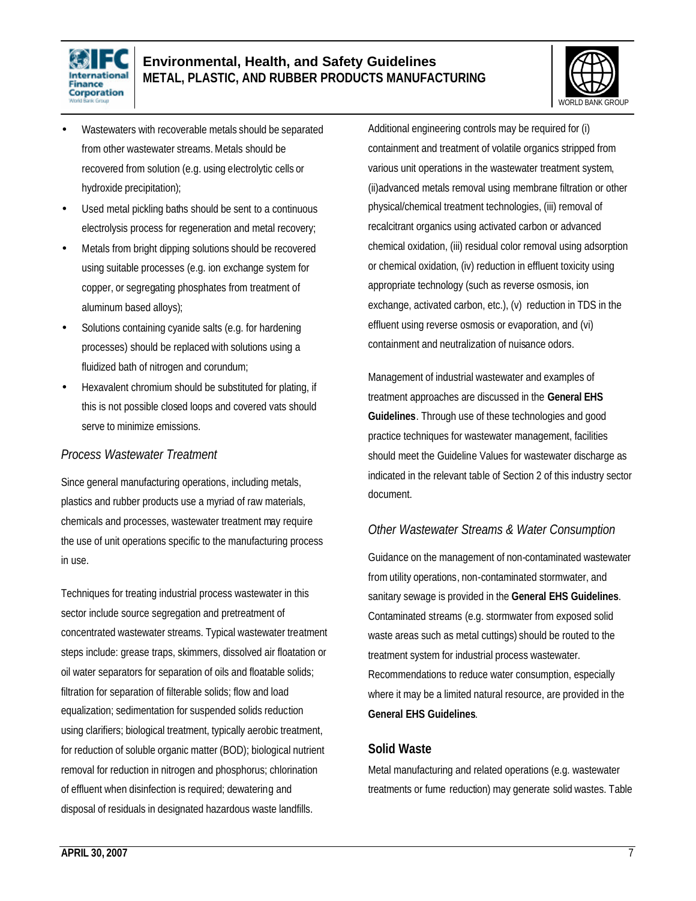- Wastewaters with recoverable metals should be separated from other wastewater streams. Metals should be recovered from solution (e.g. using electrolytic cells or hydroxide precipitation);
- Used metal pickling baths should be sent to a continuous electrolysis process for regeneration and metal recovery;
- Metals from bright dipping solutions should be recovered using suitable processes (e.g. ion exchange system for copper, or segregating phosphates from treatment of aluminum based alloys);
- Solutions containing cyanide salts (e.g. for hardening processes) should be replaced with solutions using a fluidized bath of nitrogen and corundum;
- Hexavalent chromium should be substituted for plating, if this is not possible closed loops and covered vats should serve to minimize emissions.

### *Process Wastewater Treatment*

Since general manufacturing operations, including metals, plastics and rubber products use a myriad of raw materials, chemicals and processes, wastewater treatment may require the use of unit operations specific to the manufacturing process in use.

Techniques for treating industrial process wastewater in this sector include source segregation and pretreatment of concentrated wastewater streams. Typical wastewater treatment steps include: grease traps, skimmers, dissolved air floatation or oil water separators for separation of oils and floatable solids; filtration for separation of filterable solids; flow and load equalization; sedimentation for suspended solids reduction using clarifiers; biological treatment, typically aerobic treatment, for reduction of soluble organic matter (BOD); biological nutrient removal for reduction in nitrogen and phosphorus; chlorination of effluent when disinfection is required; dewatering and disposal of residuals in designated hazardous waste landfills.

Additional engineering controls may be required for (i) containment and treatment of volatile organics stripped from various unit operations in the wastewater treatment system, (ii)advanced metals removal using membrane filtration or other physical/chemical treatment technologies, (iii) removal of recalcitrant organics using activated carbon or advanced chemical oxidation, (iii) residual color removal using adsorption or chemical oxidation, (iv) reduction in effluent toxicity using appropriate technology (such as reverse osmosis, ion exchange, activated carbon, etc.), (v) reduction in TDS in the effluent using reverse osmosis or evaporation, and (vi) containment and neutralization of nuisance odors.

Management of industrial wastewater and examples of treatment approaches are discussed in the **General EHS Guidelines**. Through use of these technologies and good practice techniques for wastewater management, facilities should meet the Guideline Values for wastewater discharge as indicated in the relevant table of Section 2 of this industry sector document.

### *Other Wastewater Streams & Water Consumption*

Guidance on the management of non-contaminated wastewater from utility operations, non-contaminated stormwater, and sanitary sewage is provided in the **General EHS Guidelines**. Contaminated streams (e.g. stormwater from exposed solid waste areas such as metal cuttings) should be routed to the treatment system for industrial process wastewater. Recommendations to reduce water consumption, especially where it may be a limited natural resource, are provided in the **General EHS Guidelines**.

## Solid Waste

Metal manufacturing and related operations (e.g. wastewater treatments or fume reduction) may generate solid wastes. Table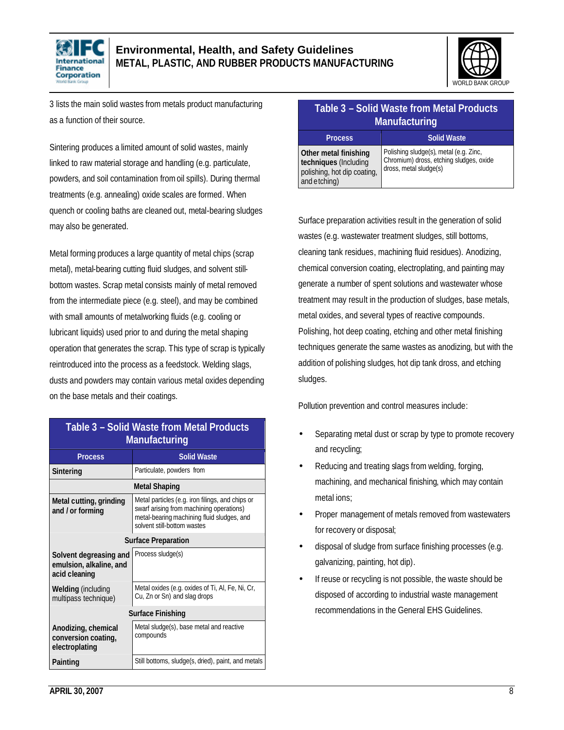3 lists the main solid wastes from metals product manufacturing as a function of their source.

Sintering produces a limited amount of solid wastes, mainly linked to raw material storage and handling (e.g. particulate, powders, and soil contamination from oil spills). During thermal treatments (e.g. annealing) oxide scales are formed. When quench or cooling baths are cleaned out, metal-bearing sludges may also be generated.

Metal forming produces a large quantity of metal chips (scrap metal), metal-bearing cutting fluid sludges, and solvent still-bottom wastes. Scrap metal consists mainly of metal removed from the intermediate piece (e.g. steel), and may be combined with small amounts of metalworking fluids (e.g. cooling or lubricant liquids) used prior to and during the metal shaping operation that generates the scrap. This type of scrap is typically reintroduced into the process as a feedstock. Welding slags, dusts and powders may contain various metal oxides depending on the base metals and their coatings.

**Table 3 – Solid Waste from Metal Products Manufacturing**

| Process | Solid Waste |
|---|---|
| **Sintering** | Particulate, powders from |
| **Metal Shaping** | |
| **Metal cutting, grinding and / or forming** | Metal particles (e.g. iron filings, and chips or swarf arising from machining operations) metal-bearing machining fluid sludges, and solvent still-bottom wastes |
| **Surface Preparation** | |
| **Solvent degreasing and emulsion, alkaline, and acid cleaning** | Process sludge(s) |
| **Welding** (including multipass technique) | Metal oxides (e.g. oxides of Ti, Al, Fe, Ni, Cr, Cu, Zn or Sn) and slag drops |
| **Surface Finishing** | |
| **Anodizing, chemical conversion coating, electroplating** | Metal sludge(s), base metal and reactive compounds |
| **Painting** | Still bottoms, sludge(s, dried), paint, and metals |
| **Other metal finishing techniques** (Including polishing, hot dip coating, and etching) | Polishing sludge(s), metal (e.g. Zinc, Chromium) dross, etching sludges, oxide dross, metal sludge(s) |

Surface preparation activities result in the generation of solid wastes (e.g. wastewater treatment sludges, still bottoms, cleaning tank residues, machining fluid residues). Anodizing, chemical conversion coating, electroplating, and painting may generate a number of spent solutions and wastewater whose treatment may result in the production of sludges, base metals, metal oxides, and several types of reactive compounds. Polishing, hot deep coating, etching and other metal finishing techniques generate the same wastes as anodizing, but with the addition of polishing sludges, hot dip tank dross, and etching sludges.

Pollution prevention and control measures include:

- Separating metal dust or scrap by type to promote recovery and recycling;
- Reducing and treating slags from welding, forging, machining, and mechanical finishing, which may contain metal ions;
- Proper management of metals removed from wastewaters for recovery or disposal;
- disposal of sludge from surface finishing processes (e.g. galvanizing, painting, hot dip).
- If reuse or recycling is not possible, the waste should be disposed of according to industrial waste management recommendations in the General EHS Guidelines.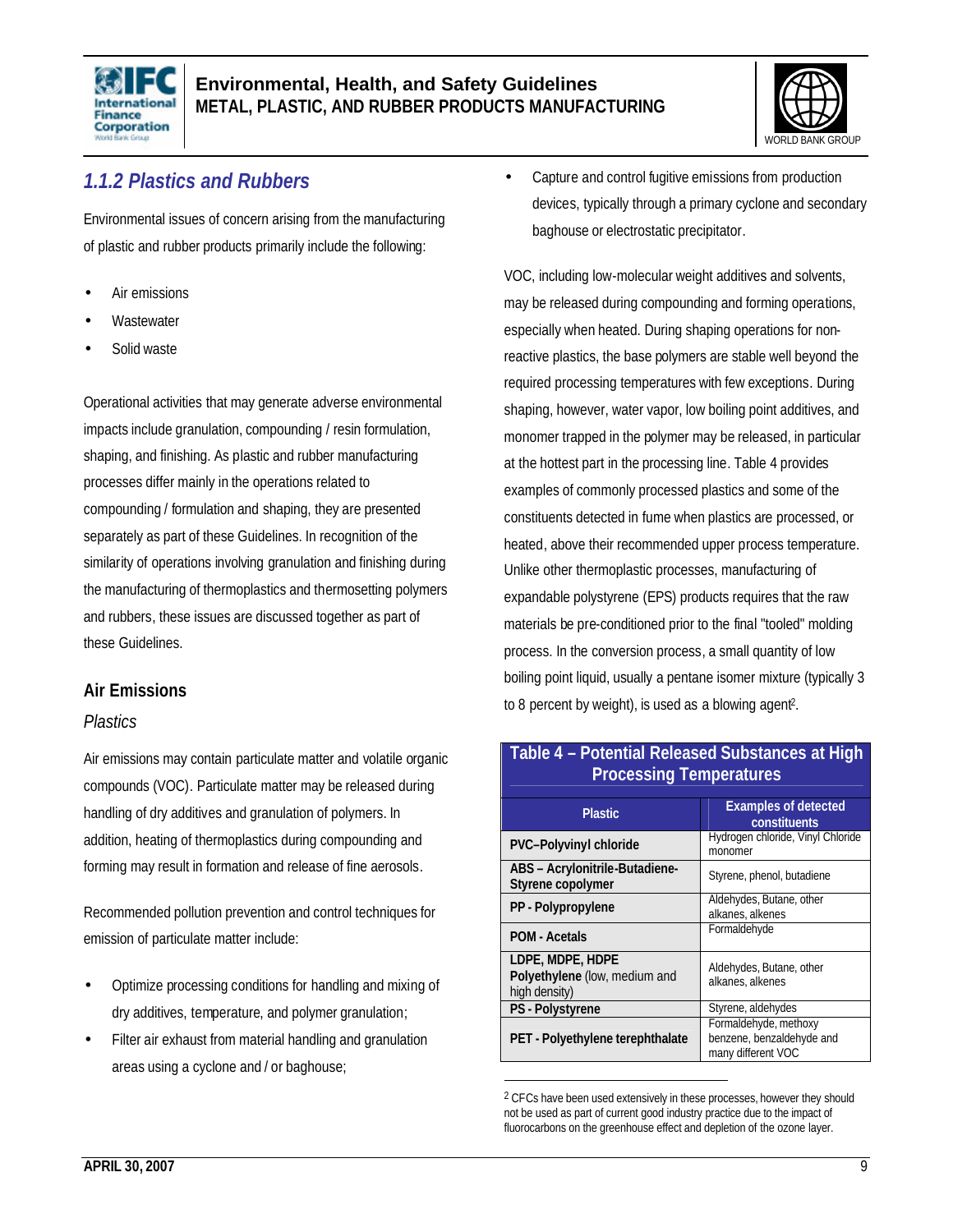### 1.1.2 Plastics and Rubbers

Environmental issues of concern arising from the manufacturing of plastic and rubber products primarily include the following:

- Air emissions
- Wastewater
- Solid waste

Operational activities that may generate adverse environmental impacts include granulation, compounding / resin formulation, shaping, and finishing. As plastic and rubber manufacturing processes differ mainly in the operations related to compounding / formulation and shaping, they are presented separately as part of these Guidelines. In recognition of the similarity of operations involving granulation and finishing during the manufacturing of thermoplastics and thermosetting polymers and rubbers, these issues are discussed together as part of these Guidelines.

#### Air Emissions

*Plastics*

Air emissions may contain particulate matter and volatile organic compounds (VOC). Particulate matter may be released during handling of dry additives and granulation of polymers. In addition, heating of thermoplastics during compounding and forming may result in formation and release of fine aerosols.

Recommended pollution prevention and control techniques for emission of particulate matter include:

- Optimize processing conditions for handling and mixing of dry additives, temperature, and polymer granulation;
- Filter air exhaust from material handling and granulation areas using a cyclone and / or baghouse;
- Capture and control fugitive emissions from production devices, typically through a primary cyclone and secondary baghouse or electrostatic precipitator.

VOC, including low-molecular weight additives and solvents, may be released during compounding and forming operations, especially when heated. During shaping operations for non-reactive plastics, the base polymers are stable well beyond the required processing temperatures with few exceptions. During shaping, however, water vapor, low boiling point additives, and monomer trapped in the polymer may be released, in particular at the hottest part in the processing line. Table 4 provides examples of commonly processed plastics and some of the constituents detected in fume when plastics are processed, or heated, above their recommended upper process temperature. Unlike other thermoplastic processes, manufacturing of expandable polystyrene (EPS) products requires that the raw materials be pre-conditioned prior to the final "tooled" molding process. In the conversion process, a small quantity of low boiling point liquid, usually a pentane isomer mixture (typically 3 to 8 percent by weight), is used as a blowing agent[2].

**Table 4 – Potential Released Substances at High Processing Temperatures**

| Plastic | Examples of detected constituents |
|---|---|
| **PVC–Polyvinyl chloride** | Hydrogen chloride, Vinyl Chloride monomer |
| **ABS – Acrylonitrile-Butadiene-Styrene copolymer** | Styrene, phenol, butadiene |
| **PP - Polypropylene** | Aldehydes, Butane, other alkanes, alkenes |
| **POM - Acetals** | Formaldehyde |
| **LDPE, MDPE, HDPE Polyethylene** (low, medium and high density) | Aldehydes, Butane, other alkanes, alkenes |
| **PS - Polystyrene** | Styrene, aldehydes |
| **PET - Polyethylene terephthalate** | Formaldehyde, methoxy benzene, benzaldehyde and many different VOC |

[2] CFCs have been used extensively in these processes, however they should not be used as part of current good industry practice due to the impact of fluorocarbons on the greenhouse effect and depletion of the ozone layer.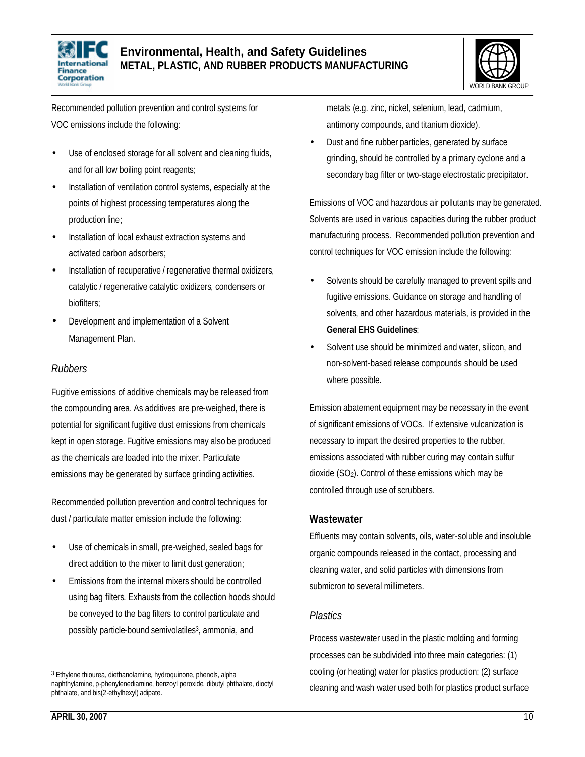Recommended pollution prevention and control systems for VOC emissions include the following:

- Use of enclosed storage for all solvent and cleaning fluids, and for all low boiling point reagents;
- Installation of ventilation control systems, especially at the points of highest processing temperatures along the production line;
- Installation of local exhaust extraction systems and activated carbon adsorbers;
- Installation of recuperative / regenerative thermal oxidizers, catalytic / regenerative catalytic oxidizers, condensers or biofilters;
- Development and implementation of a Solvent Management Plan.

*Rubbers*

Fugitive emissions of additive chemicals may be released from the compounding area. As additives are pre-weighed, there is potential for significant fugitive dust emissions from chemicals kept in open storage. Fugitive emissions may also be produced as the chemicals are loaded into the mixer. Particulate emissions may be generated by surface grinding activities.

Recommended pollution prevention and control techniques for dust / particulate matter emission include the following:

- Use of chemicals in small, pre-weighed, sealed bags for direct addition to the mixer to limit dust generation;
- Emissions from the internal mixers should be controlled using bag filters. Exhausts from the collection hoods should be conveyed to the bag filters to control particulate and possibly particle-bound semivolatiles[3], ammonia, and metals (e.g. zinc, nickel, selenium, lead, cadmium, antimony compounds, and titanium dioxide).
- Dust and fine rubber particles, generated by surface grinding, should be controlled by a primary cyclone and a secondary bag filter or two-stage electrostatic precipitator.

Emissions of VOC and hazardous air pollutants may be generated. Solvents are used in various capacities during the rubber product manufacturing process. Recommended pollution prevention and control techniques for VOC emission include the following:

- Solvents should be carefully managed to prevent spills and fugitive emissions. Guidance on storage and handling of solvents, and other hazardous materials, is provided in the **General EHS Guidelines**;
- Solvent use should be minimized and water, silicon, and non-solvent-based release compounds should be used where possible.

Emission abatement equipment may be necessary in the event of significant emissions of VOCs. If extensive vulcanization is necessary to impart the desired properties to the rubber, emissions associated with rubber curing may contain sulfur dioxide ($SO_2$). Control of these emissions which may be controlled through use of scrubbers.

### Wastewater

Effluents may contain solvents, oils, water-soluble and insoluble organic compounds released in the contact, processing and cleaning water, and solid particles with dimensions from submicron to several millimeters.

*Plastics*

Process wastewater used in the plastic molding and forming processes can be subdivided into three main categories: (1) cooling (or heating) water for plastics production; (2) surface cleaning and wash water used both for plastics product surface

---

[3] Ethylene thiourea, diethanolamine, hydroquinone, phenols, alpha naphthylamine, p-phenylenediamine, benzoyl peroxide, dibutyl phthalate, dioctyl phthalate, and bis(2-ethylhexyl) adipate.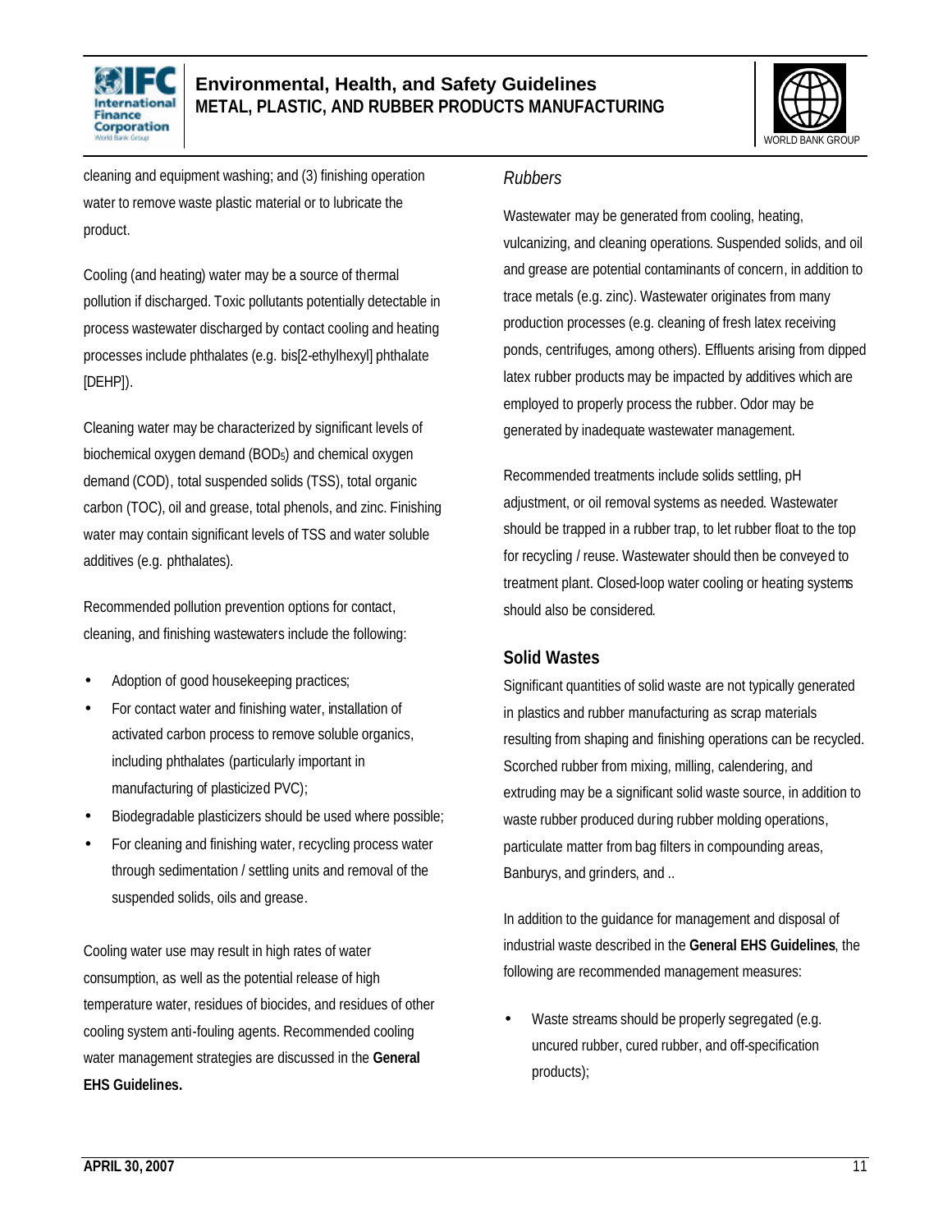cleaning and equipment washing; and (3) finishing operation water to remove waste plastic material or to lubricate the product.

Cooling (and heating) water may be a source of thermal pollution if discharged. Toxic pollutants potentially detectable in process wastewater discharged by contact cooling and heating processes include phthalates (e.g. bis[2-ethylhexyl] phthalate [DEHP]).

Cleaning water may be characterized by significant levels of biochemical oxygen demand ($BOD_5$) and chemical oxygen demand (COD), total suspended solids (TSS), total organic carbon (TOC), oil and grease, total phenols, and zinc. Finishing water may contain significant levels of TSS and water soluble additives (e.g. phthalates).

Recommended pollution prevention options for contact, cleaning, and finishing wastewaters include the following:

- Adoption of good housekeeping practices;
- For contact water and finishing water, installation of activated carbon process to remove soluble organics, including phthalates (particularly important in manufacturing of plasticized PVC);
- Biodegradable plasticizers should be used where possible;
- For cleaning and finishing water, recycling process water through sedimentation / settling units and removal of the suspended solids, oils and grease.

Cooling water use may result in high rates of water consumption, as well as the potential release of high temperature water, residues of biocides, and residues of other cooling system anti-fouling agents. Recommended cooling water management strategies are discussed in the **General EHS Guidelines.**

*Rubbers*

Wastewater may be generated from cooling, heating, vulcanizing, and cleaning operations. Suspended solids, and oil and grease are potential contaminants of concern, in addition to trace metals (e.g. zinc). Wastewater originates from many production processes (e.g. cleaning of fresh latex receiving ponds, centrifuges, among others). Effluents arising from dipped latex rubber products may be impacted by additives which are employed to properly process the rubber. Odor may be generated by inadequate wastewater management.

Recommended treatments include solids settling, pH adjustment, or oil removal systems as needed. Wastewater should be trapped in a rubber trap, to let rubber float to the top for recycling / reuse. Wastewater should then be conveyed to treatment plant. Closed-loop water cooling or heating systems should also be considered.

### Solid Wastes

Significant quantities of solid waste are not typically generated in plastics and rubber manufacturing as scrap materials resulting from shaping and finishing operations can be recycled. Scorched rubber from mixing, milling, calendering, and extruding may be a significant solid waste source, in addition to waste rubber produced during rubber molding operations, particulate matter from bag filters in compounding areas, Banburys, and grinders, and ..

In addition to the guidance for management and disposal of industrial waste described in the **General EHS Guidelines**, the following are recommended management measures:

- Waste streams should be properly segregated (e.g. uncured rubber, cured rubber, and off-specification products);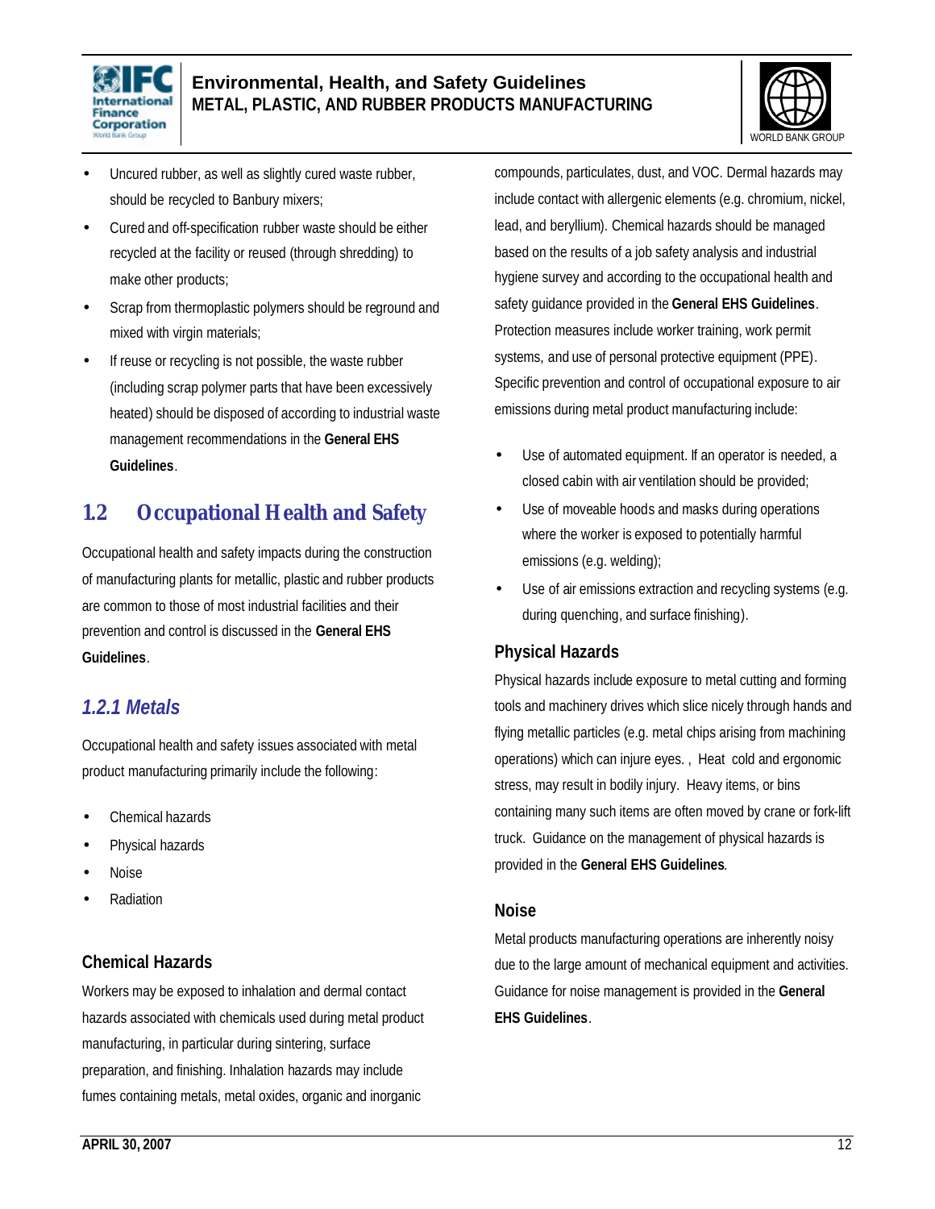- Uncured rubber, as well as slightly cured waste rubber, should be recycled to Banbury mixers;
- Cured and off-specification rubber waste should be either recycled at the facility or reused (through shredding) to make other products;
- Scrap from thermoplastic polymers should be reground and mixed with virgin materials;
- If reuse or recycling is not possible, the waste rubber (including scrap polymer parts that have been excessively heated) should be disposed of according to industrial waste management recommendations in the **General EHS Guidelines**.

## 1.2 Occupational Health and Safety

Occupational health and safety impacts during the construction of manufacturing plants for metallic, plastic and rubber products are common to those of most industrial facilities and their prevention and control is discussed in the **General EHS Guidelines**.

### *1.2.1 Metals*

Occupational health and safety issues associated with metal product manufacturing primarily include the following:

- Chemical hazards
- Physical hazards
- Noise
- Radiation

#### Chemical Hazards

Workers may be exposed to inhalation and dermal contact hazards associated with chemicals used during metal product manufacturing, in particular during sintering, surface preparation, and finishing. Inhalation hazards may include fumes containing metals, metal oxides, organic and inorganic compounds, particulates, dust, and VOC. Dermal hazards may include contact with allergenic elements (e.g. chromium, nickel, lead, and beryllium). Chemical hazards should be managed based on the results of a job safety analysis and industrial hygiene survey and according to the occupational health and safety guidance provided in the **General EHS Guidelines**. Protection measures include worker training, work permit systems, and use of personal protective equipment (PPE). Specific prevention and control of occupational exposure to air emissions during metal product manufacturing include:

- Use of automated equipment. If an operator is needed, a closed cabin with air ventilation should be provided;
- Use of moveable hoods and masks during operations where the worker is exposed to potentially harmful emissions (e.g. welding);
- Use of air emissions extraction and recycling systems (e.g. during quenching, and surface finishing).

#### Physical Hazards

Physical hazards include exposure to metal cutting and forming tools and machinery drives which slice nicely through hands and flying metallic particles (e.g. metal chips arising from machining operations) which can injure eyes. , Heat cold and ergonomic stress, may result in bodily injury. Heavy items, or bins containing many such items are often moved by crane or fork-lift truck. Guidance on the management of physical hazards is provided in the **General EHS Guidelines**.

#### Noise

Metal products manufacturing operations are inherently noisy due to the large amount of mechanical equipment and activities. Guidance for noise management is provided in the **General EHS Guidelines**.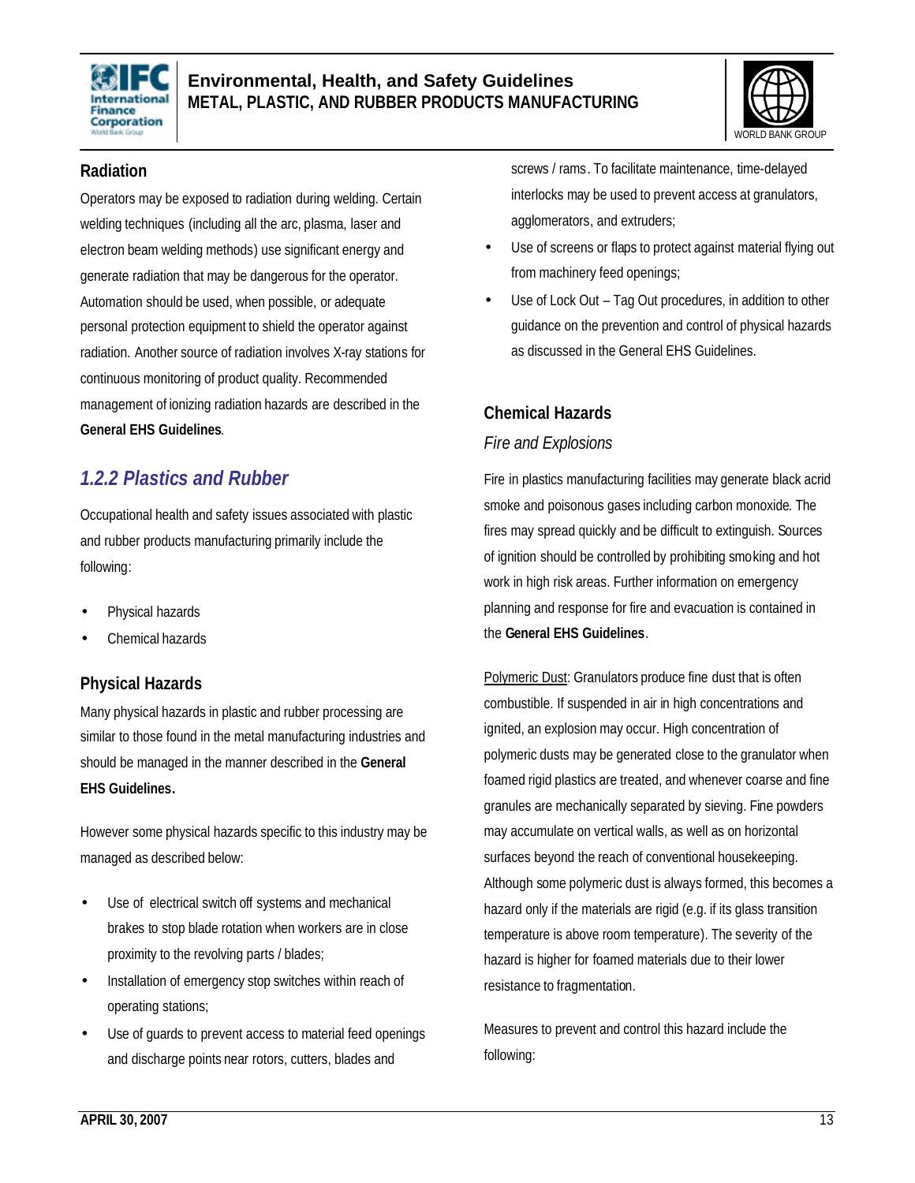### Radiation

Operators may be exposed to radiation during welding. Certain welding techniques (including all the arc, plasma, laser and electron beam welding methods) use significant energy and generate radiation that may be dangerous for the operator. Automation should be used, when possible, or adequate personal protection equipment to shield the operator against radiation. Another source of radiation involves X-ray stations for continuous monitoring of product quality. Recommended management of ionizing radiation hazards are described in the **General EHS Guidelines**.

## *1.2.2 Plastics and Rubber*

Occupational health and safety issues associated with plastic and rubber products manufacturing primarily include the following:

- Physical hazards
- Chemical hazards

### Physical Hazards

Many physical hazards in plastic and rubber processing are similar to those found in the metal manufacturing industries and should be managed in the manner described in the **General EHS Guidelines.**

However some physical hazards specific to this industry may be managed as described below:

- Use of electrical switch off systems and mechanical brakes to stop blade rotation when workers are in close proximity to the revolving parts / blades;
- Installation of emergency stop switches within reach of operating stations;
- Use of guards to prevent access to material feed openings and discharge points near rotors, cutters, blades and screws / rams. To facilitate maintenance, time-delayed interlocks may be used to prevent access at granulators, agglomerators, and extruders;
- Use of screens or flaps to protect against material flying out from machinery feed openings;
- Use of Lock Out – Tag Out procedures, in addition to other guidance on the prevention and control of physical hazards as discussed in the General EHS Guidelines.

### Chemical Hazards

*Fire and Explosions*

Fire in plastics manufacturing facilities may generate black acrid smoke and poisonous gases including carbon monoxide. The fires may spread quickly and be difficult to extinguish. Sources of ignition should be controlled by prohibiting smoking and hot work in high risk areas. Further information on emergency planning and response for fire and evacuation is contained in the **General EHS Guidelines**.

<u>Polymeric Dust</u>: Granulators produce fine dust that is often combustible. If suspended in air in high concentrations and ignited, an explosion may occur. High concentration of polymeric dusts may be generated close to the granulator when foamed rigid plastics are treated, and whenever coarse and fine granules are mechanically separated by sieving. Fine powders may accumulate on vertical walls, as well as on horizontal surfaces beyond the reach of conventional housekeeping. Although some polymeric dust is always formed, this becomes a hazard only if the materials are rigid (e.g. if its glass transition temperature is above room temperature). The severity of the hazard is higher for foamed materials due to their lower resistance to fragmentation.

Measures to prevent and control this hazard include the following: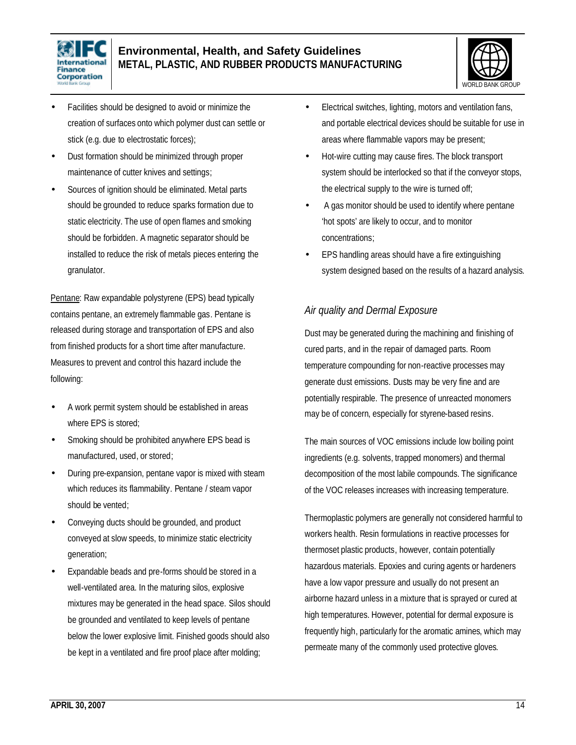- Facilities should be designed to avoid or minimize the creation of surfaces onto which polymer dust can settle or stick (e.g. due to electrostatic forces);
- Dust formation should be minimized through proper maintenance of cutter knives and settings;
- Sources of ignition should be eliminated. Metal parts should be grounded to reduce sparks formation due to static electricity. The use of open flames and smoking should be forbidden. A magnetic separator should be installed to reduce the risk of metals pieces entering the granulator.

Pentane: Raw expandable polystyrene (EPS) bead typically contains pentane, an extremely flammable gas. Pentane is released during storage and transportation of EPS and also from finished products for a short time after manufacture. Measures to prevent and control this hazard include the following:

- A work permit system should be established in areas where EPS is stored;
- Smoking should be prohibited anywhere EPS bead is manufactured, used, or stored;
- During pre-expansion, pentane vapor is mixed with steam which reduces its flammability. Pentane / steam vapor should be vented;
- Conveying ducts should be grounded, and product conveyed at slow speeds, to minimize static electricity generation;
- Expandable beads and pre-forms should be stored in a well-ventilated area. In the maturing silos, explosive mixtures may be generated in the head space. Silos should be grounded and ventilated to keep levels of pentane below the lower explosive limit. Finished goods should also be kept in a ventilated and fire proof place after molding;
- Electrical switches, lighting, motors and ventilation fans, and portable electrical devices should be suitable for use in areas where flammable vapors may be present;
- Hot-wire cutting may cause fires. The block transport system should be interlocked so that if the conveyor stops, the electrical supply to the wire is turned off;
- A gas monitor should be used to identify where pentane 'hot spots' are likely to occur, and to monitor concentrations;
- EPS handling areas should have a fire extinguishing system designed based on the results of a hazard analysis.

### *Air quality and Dermal Exposure*

Dust may be generated during the machining and finishing of cured parts, and in the repair of damaged parts. Room temperature compounding for non-reactive processes may generate dust emissions. Dusts may be very fine and are potentially respirable. The presence of unreacted monomers may be of concern, especially for styrene-based resins.

The main sources of VOC emissions include low boiling point ingredients (e.g. solvents, trapped monomers) and thermal decomposition of the most labile compounds. The significance of the VOC releases increases with increasing temperature.

Thermoplastic polymers are generally not considered harmful to workers health. Resin formulations in reactive processes for thermoset plastic products, however, contain potentially hazardous materials. Epoxies and curing agents or hardeners have a low vapor pressure and usually do not present an airborne hazard unless in a mixture that is sprayed or cured at high temperatures. However, potential for dermal exposure is frequently high, particularly for the aromatic amines, which may permeate many of the commonly used protective gloves.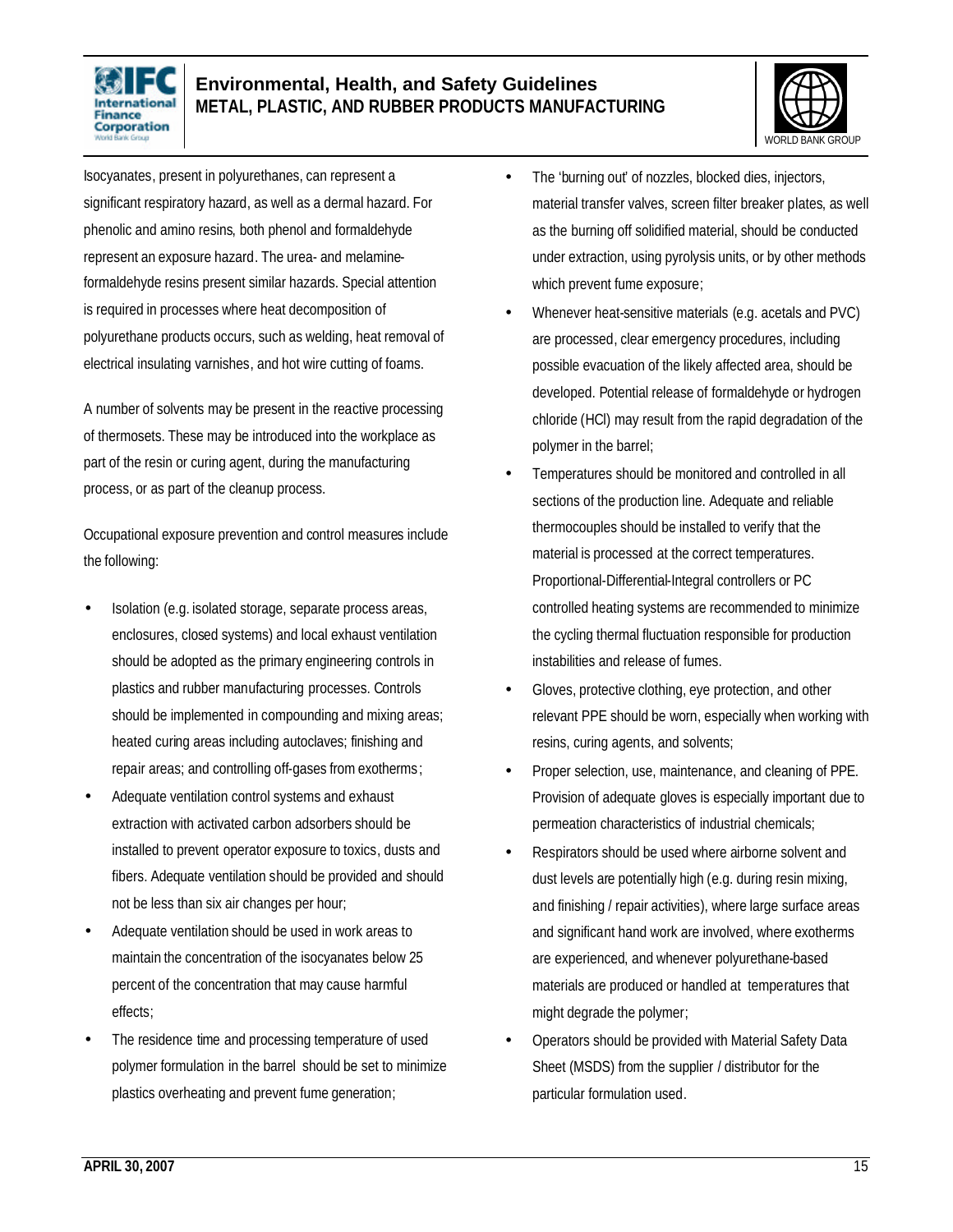Isocyanates, present in polyurethanes, can represent a significant respiratory hazard, as well as a dermal hazard. For phenolic and amino resins, both phenol and formaldehyde represent an exposure hazard. The urea- and melamine-formaldehyde resins present similar hazards. Special attention is required in processes where heat decomposition of polyurethane products occurs, such as welding, heat removal of electrical insulating varnishes, and hot wire cutting of foams.

A number of solvents may be present in the reactive processing of thermosets. These may be introduced into the workplace as part of the resin or curing agent, during the manufacturing process, or as part of the cleanup process.

Occupational exposure prevention and control measures include the following:

- Isolation (e.g. isolated storage, separate process areas, enclosures, closed systems) and local exhaust ventilation should be adopted as the primary engineering controls in plastics and rubber manufacturing processes. Controls should be implemented in compounding and mixing areas; heated curing areas including autoclaves; finishing and repair areas; and controlling off-gases from exotherms;
- Adequate ventilation control systems and exhaust extraction with activated carbon adsorbers should be installed to prevent operator exposure to toxics, dusts and fibers. Adequate ventilation should be provided and should not be less than six air changes per hour;
- Adequate ventilation should be used in work areas to maintain the concentration of the isocyanates below 25 percent of the concentration that may cause harmful effects;
- The residence time and processing temperature of used polymer formulation in the barrel should be set to minimize plastics overheating and prevent fume generation;
- The 'burning out' of nozzles, blocked dies, injectors, material transfer valves, screen filter breaker plates, as well as the burning off solidified material, should be conducted under extraction, using pyrolysis units, or by other methods which prevent fume exposure;
- Whenever heat-sensitive materials (e.g. acetals and PVC) are processed, clear emergency procedures, including possible evacuation of the likely affected area, should be developed. Potential release of formaldehyde or hydrogen chloride (HCl) may result from the rapid degradation of the polymer in the barrel;
- Temperatures should be monitored and controlled in all sections of the production line. Adequate and reliable thermocouples should be installed to verify that the material is processed at the correct temperatures. Proportional-Differential-Integral controllers or PC controlled heating systems are recommended to minimize the cycling thermal fluctuation responsible for production instabilities and release of fumes.
- Gloves, protective clothing, eye protection, and other relevant PPE should be worn, especially when working with resins, curing agents, and solvents;
- Proper selection, use, maintenance, and cleaning of PPE. Provision of adequate gloves is especially important due to permeation characteristics of industrial chemicals;
- Respirators should be used where airborne solvent and dust levels are potentially high (e.g. during resin mixing, and finishing / repair activities), where large surface areas and significant hand work are involved, where exotherms are experienced, and whenever polyurethane-based materials are produced or handled at temperatures that might degrade the polymer;
- Operators should be provided with Material Safety Data Sheet (MSDS) from the supplier / distributor for the particular formulation used.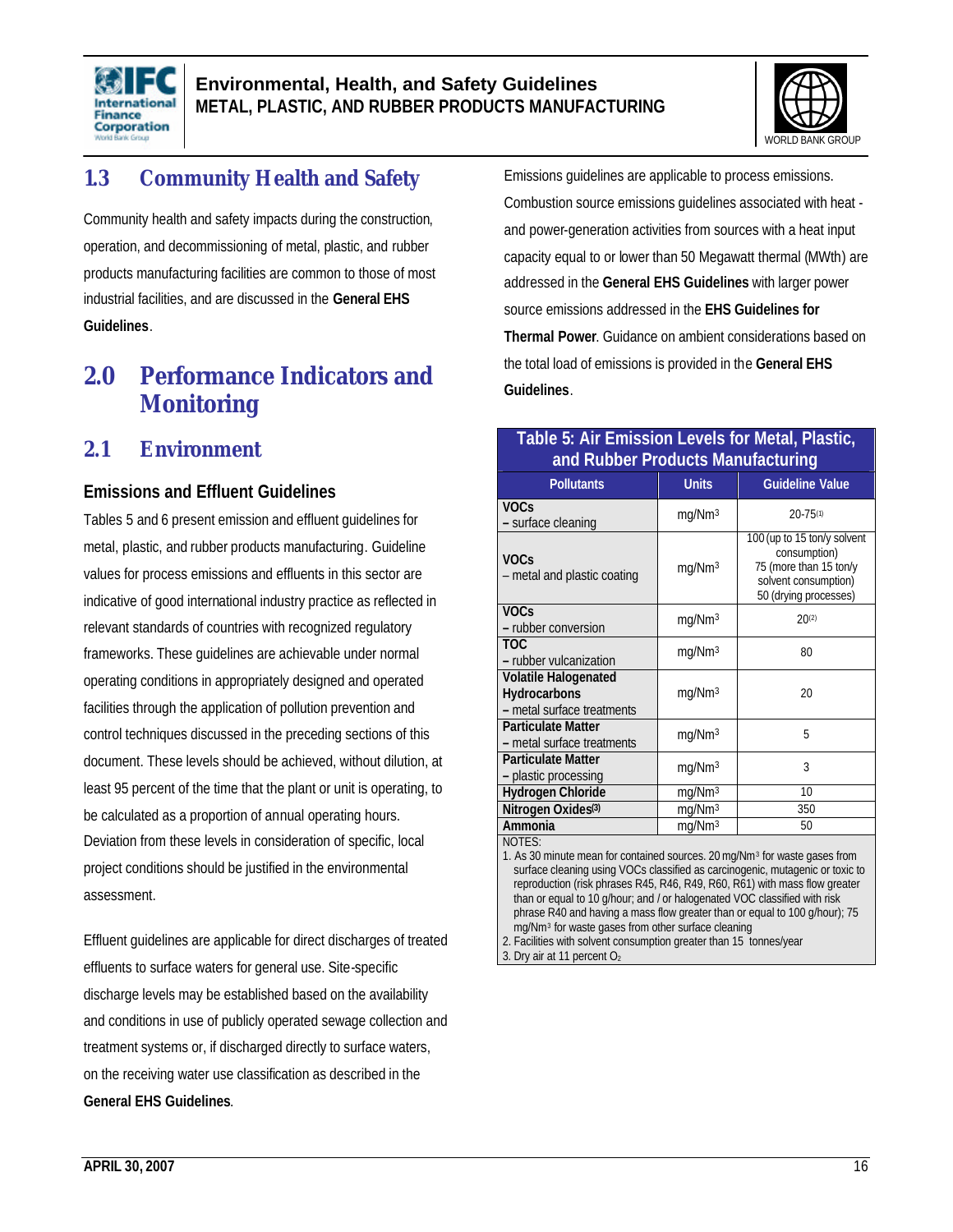## 1.3 Community Health and Safety

Community health and safety impacts during the construction, operation, and decommissioning of metal, plastic, and rubber products manufacturing facilities are common to those of most industrial facilities, and are discussed in the **General EHS Guidelines**.

# 2.0 Performance Indicators and Monitoring

## 2.1 Environment

### Emissions and Effluent Guidelines

Tables 5 and 6 present emission and effluent guidelines for metal, plastic, and rubber products manufacturing. Guideline values for process emissions and effluents in this sector are indicative of good international industry practice as reflected in relevant standards of countries with recognized regulatory frameworks. These guidelines are achievable under normal operating conditions in appropriately designed and operated facilities through the application of pollution prevention and control techniques discussed in the preceding sections of this document. These levels should be achieved, without dilution, at least 95 percent of the time that the plant or unit is operating, to be calculated as a proportion of annual operating hours. Deviation from these levels in consideration of specific, local project conditions should be justified in the environmental assessment.

Effluent guidelines are applicable for direct discharges of treated effluents to surface waters for general use. Site-specific discharge levels may be established based on the availability and conditions in use of publicly operated sewage collection and treatment systems or, if discharged directly to surface waters, on the receiving water use classification as described in the **General EHS Guidelines**.

Emissions guidelines are applicable to process emissions. Combustion source emissions guidelines associated with heat - and power-generation activities from sources with a heat input capacity equal to or lower than 50 Megawatt thermal (MWth) are addressed in the **General EHS Guidelines** with larger power source emissions addressed in the **EHS Guidelines for Thermal Power**. Guidance on ambient considerations based on the total load of emissions is provided in the **General EHS Guidelines**.

**Table 5: Air Emission Levels for Metal, Plastic, and Rubber Products Manufacturing**

| Pollutants | Units | Guideline Value |
|---|---|---|
| **VOCs** – surface cleaning | $mg/Nm^3$ | 20-75[1] |
| **VOCs** – metal and plastic coating | $mg/Nm^3$ | 100 (up to 15 ton/y solvent consumption) 75 (more than 15 ton/y solvent consumption) 50 (drying processes) |
| **VOCs** – rubber conversion | $mg/Nm^3$ | 20[2] |
| **TOC** – rubber vulcanization | $mg/Nm^3$ | 80 |
| **Volatile Halogenated Hydrocarbons** – metal surface treatments | $mg/Nm^3$ | 20 |
| **Particulate Matter** – metal surface treatments | $mg/Nm^3$ | 5 |
| **Particulate Matter** – plastic processing | $mg/Nm^3$ | 3 |
| **Hydrogen Chloride** | $mg/Nm^3$ | 10 |
| **Nitrogen Oxides**[3] | $mg/Nm^3$ | 350 |
| **Ammonia** | $mg/Nm^3$ | 50 |

NOTES:
1. As 30 minute mean for contained sources. 20 $mg/Nm^3$ for waste gases from surface cleaning using VOCs classified as carcinogenic, mutagenic or toxic to reproduction (risk phrases R45, R46, R49, R60, R61) with mass flow greater than or equal to 10 g/hour; and / or halogenated VOC classified with risk phrase R40 and having a mass flow greater than or equal to 100 g/hour); 75 $mg/Nm^3$ for waste gases from other surface cleaning
2. Facilities with solvent consumption greater than 15 tonnes/year
3. Dry air at 11 percent $O_2$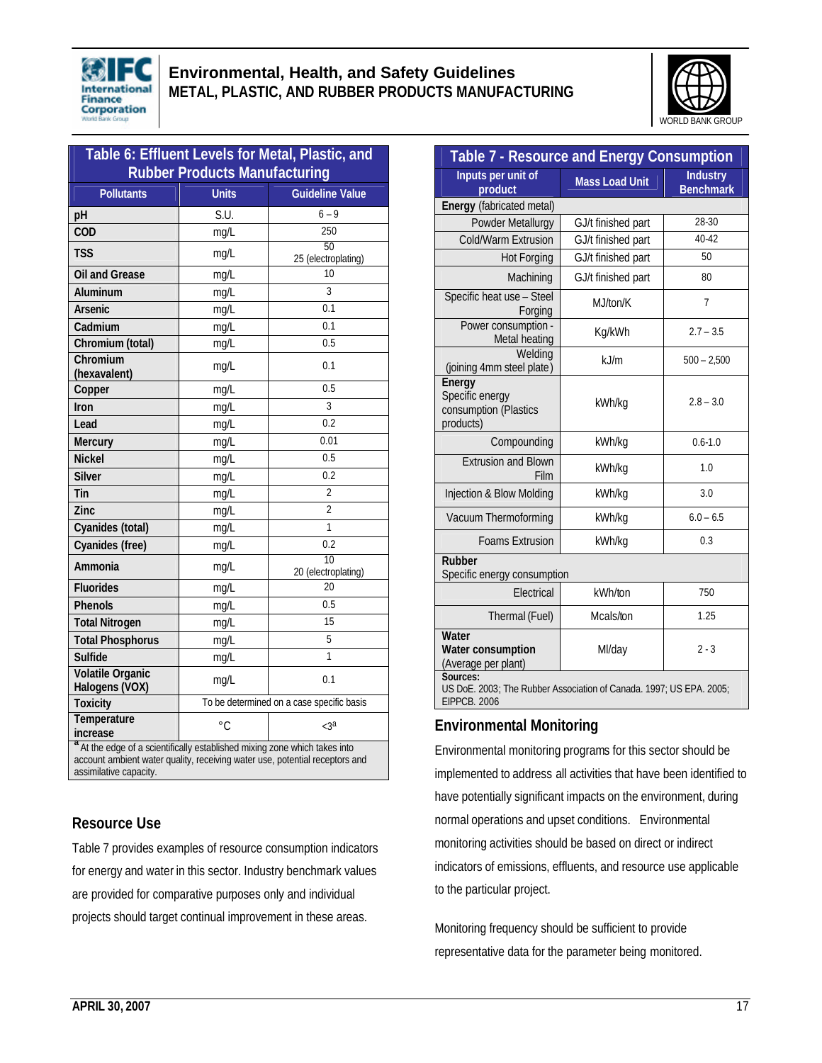**Table 6: Effluent Levels for Metal, Plastic, and Rubber Products Manufacturing**

| Pollutants | Units | Guideline Value |
|---|---|---|
| pH | S.U. | 6 – 9 |
| COD | mg/L | 250 |
| TSS | mg/L | 50<br>25 (electroplating) |
| Oil and Grease | mg/L | 10 |
| Aluminum | mg/L | 3 |
| Arsenic | mg/L | 0.1 |
| Cadmium | mg/L | 0.1 |
| Chromium (total) | mg/L | 0.5 |
| Chromium (hexavalent) | mg/L | 0.1 |
| Copper | mg/L | 0.5 |
| Iron | mg/L | 3 |
| Lead | mg/L | 0.2 |
| Mercury | mg/L | 0.01 |
| Nickel | mg/L | 0.5 |
| Silver | mg/L | 0.2 |
| Tin | mg/L | 2 |
| Zinc | mg/L | 2 |
| Cyanides (total) | mg/L | 1 |
| Cyanides (free) | mg/L | 0.2 |
| Ammonia | mg/L | 10<br>20 (electroplating) |
| Fluorides | mg/L | 20 |
| Phenols | mg/L | 0.5 |
| Total Nitrogen | mg/L | 15 |
| Total Phosphorus | mg/L | 5 |
| Sulfide | mg/L | 1 |
| Volatile Organic Halogens (VOX) | mg/L | 0.1 |
| Toxicity | To be determined on a case specific basis | |
| Temperature increase | °C | <3[a] |

[a] At the edge of a scientifically established mixing zone which takes into account ambient water quality, receiving water use, potential receptors and assimilative capacity.

## Resource Use

Table 7 provides examples of resource consumption indicators for energy and water in this sector. Industry benchmark values are provided for comparative purposes only and individual projects should target continual improvement in these areas.

**Table 7 - Resource and Energy Consumption**

| Inputs per unit of product | Mass Load Unit | Industry Benchmark |
|---|---|---|
| **Energy** (fabricated metal) | | |
| Powder Metallurgy | GJ/t finished part | 28-30 |
| Cold/Warm Extrusion | GJ/t finished part | 40-42 |
| Hot Forging | GJ/t finished part | 50 |
| Machining | GJ/t finished part | 80 |
| Specific heat use – Steel Forging | MJ/ton/K | 7 |
| Power consumption - Metal heating | Kg/kWh | 2.7 – 3.5 |
| Welding (joining 4mm steel plate) | kJ/m | 500 – 2,500 |
| **Energy**<br>Specific energy consumption (Plastics products) | kWh/kg | 2.8 – 3.0 |
| Compounding | kWh/kg | 0.6-1.0 |
| Extrusion and Blown Film | kWh/kg | 1.0 |
| Injection & Blow Molding | kWh/kg | 3.0 |
| Vacuum Thermoforming | kWh/kg | 6.0 – 6.5 |
| Foams Extrusion | kWh/kg | 0.3 |
| **Rubber**<br>Specific energy consumption | | |
| Electrical | kWh/ton | 750 |
| Thermal (Fuel) | Mcals/ton | 1.25 |
| **Water**<br>**Water consumption**<br>(Average per plant) | Ml/day | 2 - 3 |

**Sources:**
US DoE. 2003; The Rubber Association of Canada. 1997; US EPA. 2005; EIPPCB. 2006

## Environmental Monitoring

Environmental monitoring programs for this sector should be implemented to address all activities that have been identified to have potentially significant impacts on the environment, during normal operations and upset conditions. Environmental monitoring activities should be based on direct or indirect indicators of emissions, effluents, and resource use applicable to the particular project.

Monitoring frequency should be sufficient to provide representative data for the parameter being monitored.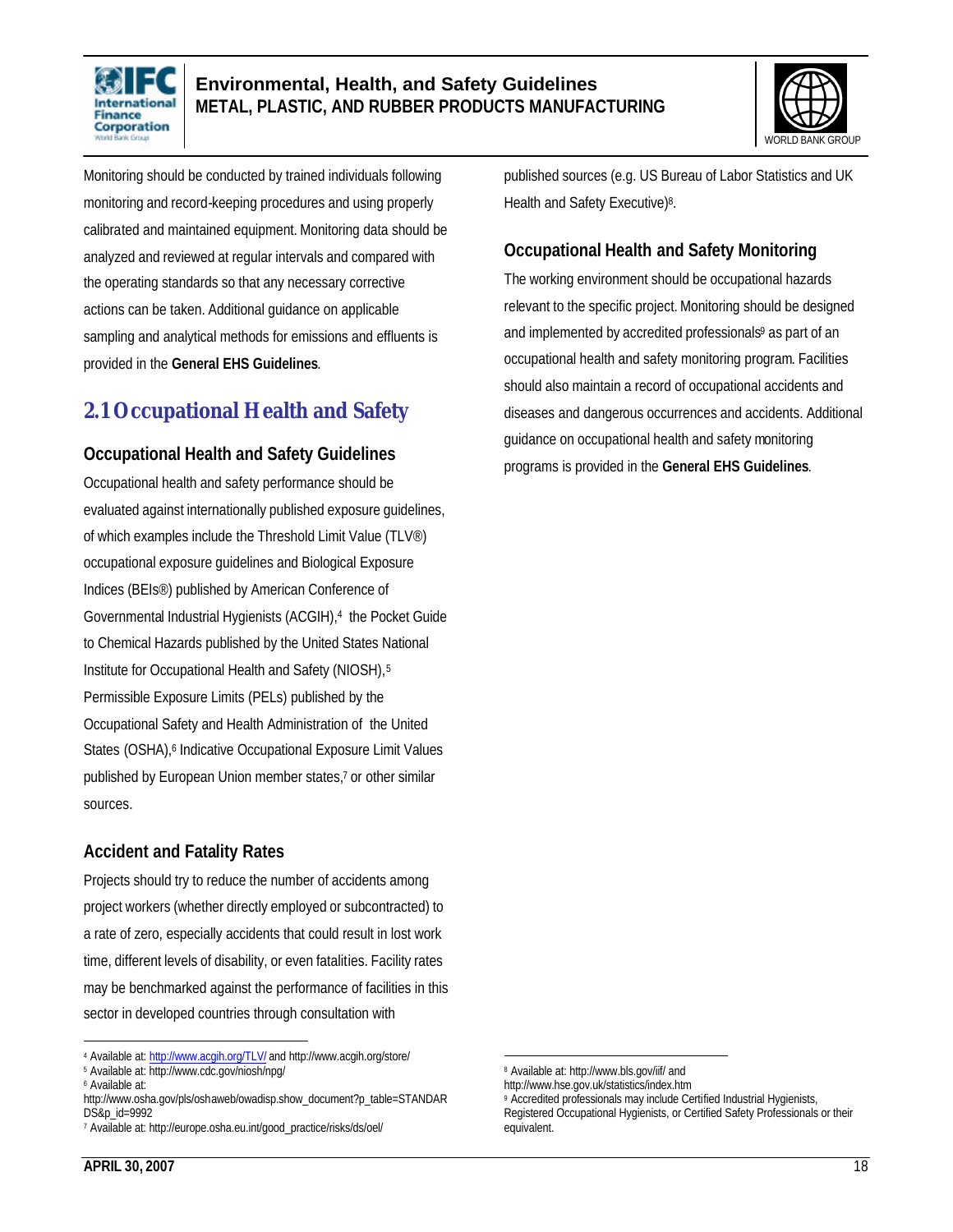Monitoring should be conducted by trained individuals following monitoring and record-keeping procedures and using properly calibrated and maintained equipment. Monitoring data should be analyzed and reviewed at regular intervals and compared with the operating standards so that any necessary corrective actions can be taken. Additional guidance on applicable sampling and analytical methods for emissions and effluents is provided in the **General EHS Guidelines**.

## 2.1 Occupational Health and Safety

### Occupational Health and Safety Guidelines

Occupational health and safety performance should be evaluated against internationally published exposure guidelines, of which examples include the Threshold Limit Value (TLV®) occupational exposure guidelines and Biological Exposure Indices (BEIs®) published by American Conference of Governmental Industrial Hygienists (ACGIH),[4] the Pocket Guide to Chemical Hazards published by the United States National Institute for Occupational Health and Safety (NIOSH),[5] Permissible Exposure Limits (PELs) published by the Occupational Safety and Health Administration of the United States (OSHA),[6] Indicative Occupational Exposure Limit Values published by European Union member states,[7] or other similar sources.

### Accident and Fatality Rates

Projects should try to reduce the number of accidents among project workers (whether directly employed or subcontracted) to a rate of zero, especially accidents that could result in lost work time, different levels of disability, or even fatalities. Facility rates may be benchmarked against the performance of facilities in this sector in developed countries through consultation with published sources (e.g. US Bureau of Labor Statistics and UK Health and Safety Executive)[8].

### Occupational Health and Safety Monitoring

The working environment should be occupational hazards relevant to the specific project. Monitoring should be designed and implemented by accredited professionals[9] as part of an occupational health and safety monitoring program. Facilities should also maintain a record of occupational accidents and diseases and dangerous occurrences and accidents. Additional guidance on occupational health and safety monitoring programs is provided in the **General EHS Guidelines**.

---

[4] Available at: http://www.acgih.org/TLV/ and http://www.acgih.org/store/

[5] Available at: http://www.cdc.gov/niosh/npg/

[6] Available at: http://www.osha.gov/pls/oshaweb/owadisp.show_document?p_table=STANDARDS&p_id=9992

[7] Available at: http://europe.osha.eu.int/good_practice/risks/ds/oel/

[8] Available at: http://www.bls.gov/iif/ and http://www.hse.gov.uk/statistics/index.htm

[9] Accredited professionals may include Certified Industrial Hygienists, Registered Occupational Hygienists, or Certified Safety Professionals or their equivalent.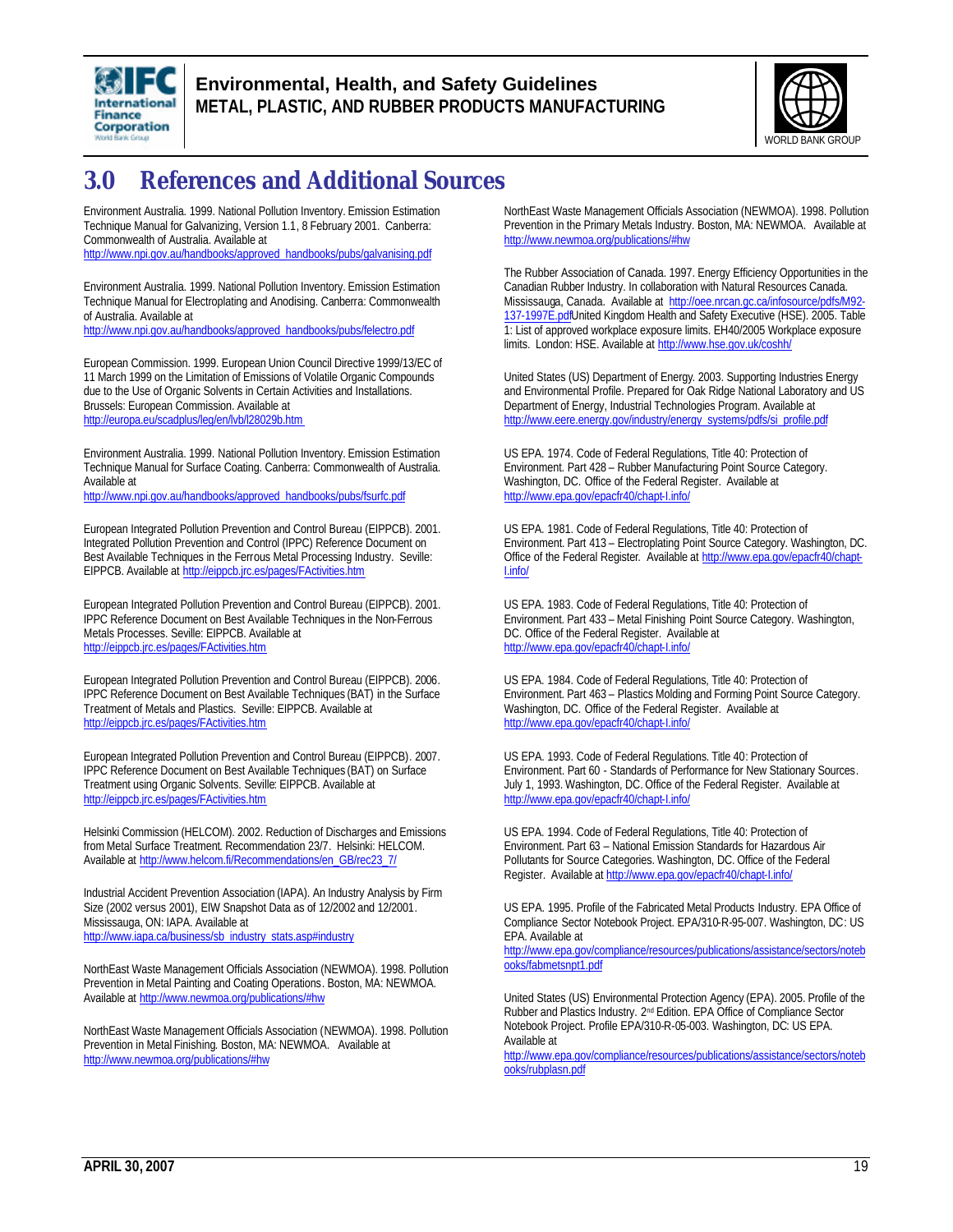# 3.0 References and Additional Sources

Environment Australia. 1999. National Pollution Inventory. Emission Estimation Technique Manual for Galvanizing, Version 1.1, 8 February 2001. Canberra: Commonwealth of Australia. Available at http://www.npi.gov.au/handbooks/approved_handbooks/pubs/galvanising.pdf

Environment Australia. 1999. National Pollution Inventory. Emission Estimation Technique Manual for Electroplating and Anodising. Canberra: Commonwealth of Australia. Available at http://www.npi.gov.au/handbooks/approved_handbooks/pubs/felectro.pdf

European Commission. 1999. European Union Council Directive 1999/13/EC of 11 March 1999 on the Limitation of Emissions of Volatile Organic Compounds due to the Use of Organic Solvents in Certain Activities and Installations. Brussels: European Commission. Available at http://europa.eu/scadplus/leg/en/lvb/l28029b.htm

Environment Australia. 1999. National Pollution Inventory. Emission Estimation Technique Manual for Surface Coating. Canberra: Commonwealth of Australia. Available at http://www.npi.gov.au/handbooks/approved_handbooks/pubs/fsurfc.pdf

European Integrated Pollution Prevention and Control Bureau (EIPPCB). 2001. Integrated Pollution Prevention and Control (IPPC) Reference Document on Best Available Techniques in the Ferrous Metal Processing Industry. Seville: EIPPCB. Available at http://eippcb.jrc.es/pages/FActivities.htm

European Integrated Pollution Prevention and Control Bureau (EIPPCB). 2001. IPPC Reference Document on Best Available Techniques in the Non-Ferrous Metals Processes. Seville: EIPPCB. Available at http://eippcb.jrc.es/pages/FActivities.htm

European Integrated Pollution Prevention and Control Bureau (EIPPCB). 2006. IPPC Reference Document on Best Available Techniques (BAT) in the Surface Treatment of Metals and Plastics. Seville: EIPPCB. Available at http://eippcb.jrc.es/pages/FActivities.htm

European Integrated Pollution Prevention and Control Bureau (EIPPCB). 2007. IPPC Reference Document on Best Available Techniques (BAT) on Surface Treatment using Organic Solvents. Seville: EIPPCB. Available at http://eippcb.jrc.es/pages/FActivities.htm

Helsinki Commission (HELCOM). 2002. Reduction of Discharges and Emissions from Metal Surface Treatment. Recommendation 23/7. Helsinki: HELCOM. Available at http://www.helcom.fi/Recommendations/en_GB/rec23_7/

Industrial Accident Prevention Association (IAPA). An Industry Analysis by Firm Size (2002 versus 2001), EIW Snapshot Data as of 12/2002 and 12/2001. Mississauga, ON: IAPA. Available at http://www.iapa.ca/business/sb_industry_stats.asp#industry

NorthEast Waste Management Officials Association (NEWMOA). 1998. Pollution Prevention in Metal Painting and Coating Operations. Boston, MA: NEWMOA. Available at http://www.newmoa.org/publications/#hw

NorthEast Waste Management Officials Association (NEWMOA). 1998. Pollution Prevention in Metal Finishing. Boston, MA: NEWMOA. Available at http://www.newmoa.org/publications/#hw

NorthEast Waste Management Officials Association (NEWMOA). 1998. Pollution Prevention in the Primary Metals Industry. Boston, MA: NEWMOA. Available at http://www.newmoa.org/publications/#hw

The Rubber Association of Canada. 1997. Energy Efficiency Opportunities in the Canadian Rubber Industry. In collaboration with Natural Resources Canada. Mississauga, Canada. Available at http://oee.nrcan.gc.ca/infosource/pdfs/M92-137-1997E.pdf

United Kingdom Health and Safety Executive (HSE). 2005. Table 1: List of approved workplace exposure limits. EH40/2005 Workplace exposure limits. London: HSE. Available at http://www.hse.gov.uk/coshh/

United States (US) Department of Energy. 2003. Supporting Industries Energy and Environmental Profile. Prepared for Oak Ridge National Laboratory and US Department of Energy, Industrial Technologies Program. Available at http://www.eere.energy.gov/industry/energy_systems/pdfs/si_profile.pdf

US EPA. 1974. Code of Federal Regulations, Title 40: Protection of Environment. Part 428 – Rubber Manufacturing Point Source Category. Washington, DC. Office of the Federal Register. Available at http://www.epa.gov/epacfr40/chapt-I.info/

US EPA. 1981. Code of Federal Regulations, Title 40: Protection of Environment. Part 413 – Electroplating Point Source Category. Washington, DC. Office of the Federal Register. Available at http://www.epa.gov/epacfr40/chapt-I.info/

US EPA. 1983. Code of Federal Regulations, Title 40: Protection of Environment. Part 433 – Metal Finishing Point Source Category. Washington, DC. Office of the Federal Register. Available at http://www.epa.gov/epacfr40/chapt-I.info/

US EPA. 1984. Code of Federal Regulations, Title 40: Protection of Environment. Part 463 – Plastics Molding and Forming Point Source Category. Washington, DC. Office of the Federal Register. Available at http://www.epa.gov/epacfr40/chapt-I.info/

US EPA. 1993. Code of Federal Regulations. Title 40: Protection of Environment. Part 60 - Standards of Performance for New Stationary Sources. July 1, 1993. Washington, DC. Office of the Federal Register. Available at http://www.epa.gov/epacfr40/chapt-I.info/

US EPA. 1994. Code of Federal Regulations, Title 40: Protection of Environment. Part 63 – National Emission Standards for Hazardous Air Pollutants for Source Categories. Washington, DC. Office of the Federal Register. Available at http://www.epa.gov/epacfr40/chapt-I.info/

US EPA. 1995. Profile of the Fabricated Metal Products Industry. EPA Office of Compliance Sector Notebook Project. EPA/310-R-95-007. Washington, DC: US EPA. Available at http://www.epa.gov/compliance/resources/publications/assistance/sectors/notebooks/fabmetsnpt1.pdf

United States (US) Environmental Protection Agency (EPA). 2005. Profile of the Rubber and Plastics Industry. 2nd Edition. EPA Office of Compliance Sector Notebook Project. Profile EPA/310-R-05-003. Washington, DC: US EPA. Available at http://www.epa.gov/compliance/resources/publications/assistance/sectors/notebooks/rubplasn.pdf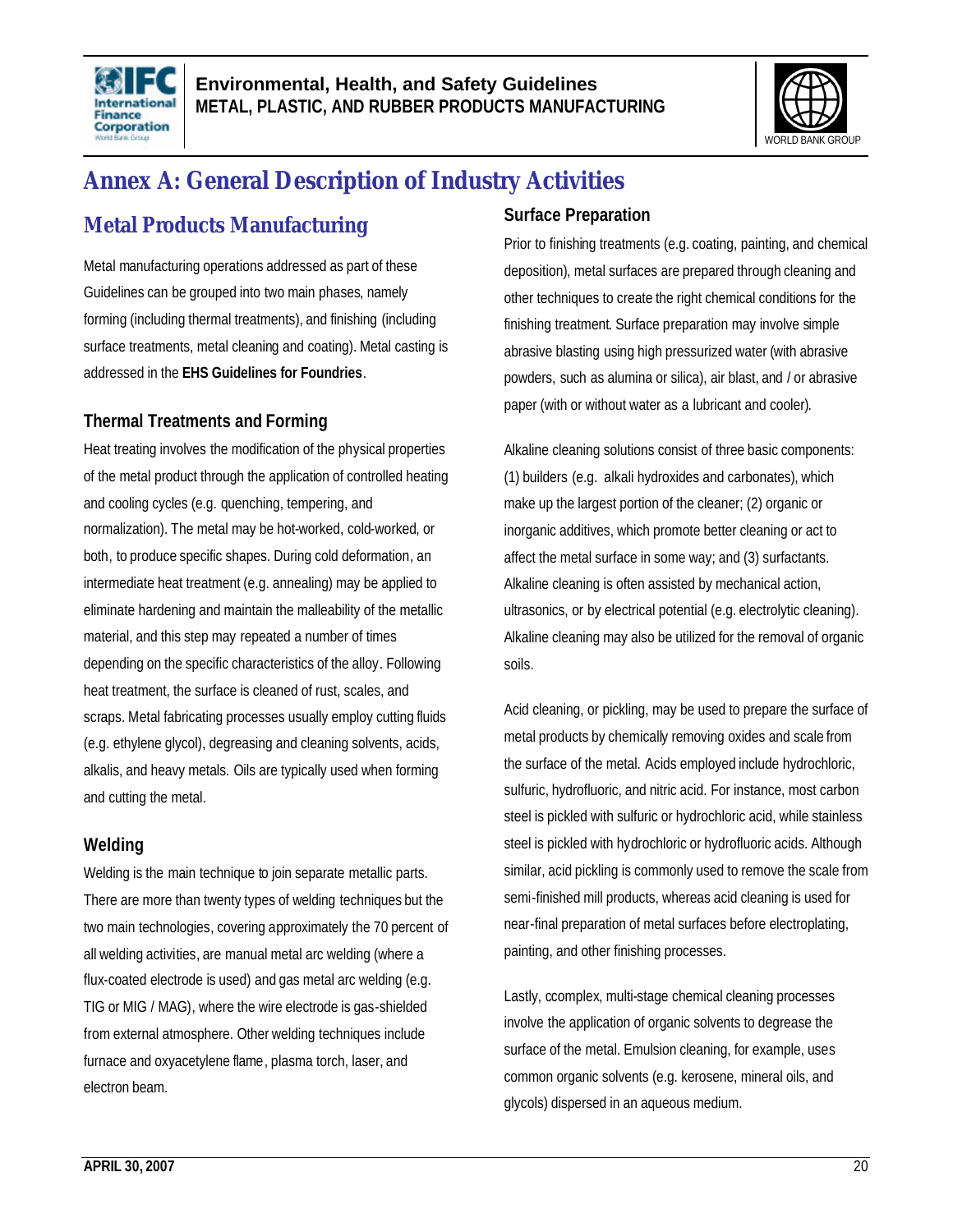# Annex A: General Description of Industry Activities

## Metal Products Manufacturing

Metal manufacturing operations addressed as part of these Guidelines can be grouped into two main phases, namely forming (including thermal treatments), and finishing (including surface treatments, metal cleaning and coating). Metal casting is addressed in the **EHS Guidelines for Foundries**.

### Thermal Treatments and Forming

Heat treating involves the modification of the physical properties of the metal product through the application of controlled heating and cooling cycles (e.g. quenching, tempering, and normalization). The metal may be hot-worked, cold-worked, or both, to produce specific shapes. During cold deformation, an intermediate heat treatment (e.g. annealing) may be applied to eliminate hardening and maintain the malleability of the metallic material, and this step may repeated a number of times depending on the specific characteristics of the alloy. Following heat treatment, the surface is cleaned of rust, scales, and scraps. Metal fabricating processes usually employ cutting fluids (e.g. ethylene glycol), degreasing and cleaning solvents, acids, alkalis, and heavy metals. Oils are typically used when forming and cutting the metal.

### Welding

Welding is the main technique to join separate metallic parts. There are more than twenty types of welding techniques but the two main technologies, covering approximately the 70 percent of all welding activities, are manual metal arc welding (where a flux-coated electrode is used) and gas metal arc welding (e.g. TIG or MIG / MAG), where the wire electrode is gas-shielded from external atmosphere. Other welding techniques include furnace and oxyacetylene flame, plasma torch, laser, and electron beam.

### Surface Preparation

Prior to finishing treatments (e.g. coating, painting, and chemical deposition), metal surfaces are prepared through cleaning and other techniques to create the right chemical conditions for the finishing treatment. Surface preparation may involve simple abrasive blasting using high pressurized water (with abrasive powders, such as alumina or silica), air blast, and / or abrasive paper (with or without water as a lubricant and cooler).

Alkaline cleaning solutions consist of three basic components: (1) builders (e.g. alkali hydroxides and carbonates), which make up the largest portion of the cleaner; (2) organic or inorganic additives, which promote better cleaning or act to affect the metal surface in some way; and (3) surfactants. Alkaline cleaning is often assisted by mechanical action, ultrasonics, or by electrical potential (e.g. electrolytic cleaning). Alkaline cleaning may also be utilized for the removal of organic soils.

Acid cleaning, or pickling, may be used to prepare the surface of metal products by chemically removing oxides and scale from the surface of the metal. Acids employed include hydrochloric, sulfuric, hydrofluoric, and nitric acid. For instance, most carbon steel is pickled with sulfuric or hydrochloric acid, while stainless steel is pickled with hydrochloric or hydrofluoric acids. Although similar, acid pickling is commonly used to remove the scale from semi-finished mill products, whereas acid cleaning is used for near-final preparation of metal surfaces before electroplating, painting, and other finishing processes.

Lastly, ccomplex, multi-stage chemical cleaning processes involve the application of organic solvents to degrease the surface of the metal. Emulsion cleaning, for example, uses common organic solvents (e.g. kerosene, mineral oils, and glycols) dispersed in an aqueous medium.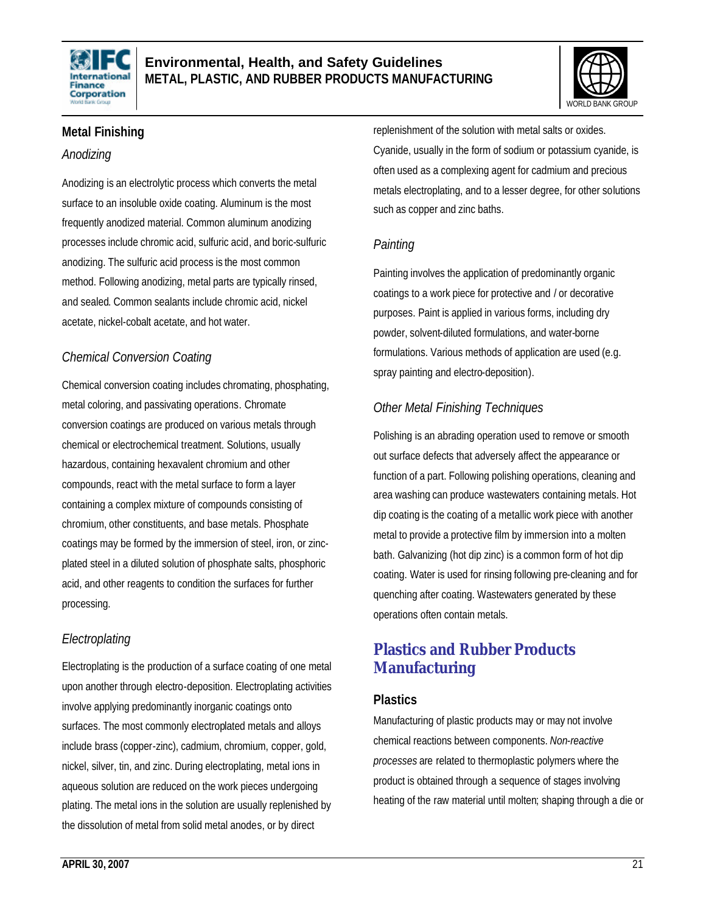### Metal Finishing

#### *Anodizing*

Anodizing is an electrolytic process which converts the metal surface to an insoluble oxide coating. Aluminum is the most frequently anodized material. Common aluminum anodizing processes include chromic acid, sulfuric acid, and boric-sulfuric anodizing. The sulfuric acid process is the most common method. Following anodizing, metal parts are typically rinsed, and sealed. Common sealants include chromic acid, nickel acetate, nickel-cobalt acetate, and hot water.

#### *Chemical Conversion Coating*

Chemical conversion coating includes chromating, phosphating, metal coloring, and passivating operations. Chromate conversion coatings are produced on various metals through chemical or electrochemical treatment. Solutions, usually hazardous, containing hexavalent chromium and other compounds, react with the metal surface to form a layer containing a complex mixture of compounds consisting of chromium, other constituents, and base metals. Phosphate coatings may be formed by the immersion of steel, iron, or zinc-plated steel in a diluted solution of phosphate salts, phosphoric acid, and other reagents to condition the surfaces for further processing.

#### *Electroplating*

Electroplating is the production of a surface coating of one metal upon another through electro-deposition. Electroplating activities involve applying predominantly inorganic coatings onto surfaces. The most commonly electroplated metals and alloys include brass (copper-zinc), cadmium, chromium, copper, gold, nickel, silver, tin, and zinc. During electroplating, metal ions in aqueous solution are reduced on the work pieces undergoing plating. The metal ions in the solution are usually replenished by the dissolution of metal from solid metal anodes, or by direct replenishment of the solution with metal salts or oxides. Cyanide, usually in the form of sodium or potassium cyanide, is often used as a complexing agent for cadmium and precious metals electroplating, and to a lesser degree, for other solutions such as copper and zinc baths.

#### *Painting*

Painting involves the application of predominantly organic coatings to a work piece for protective and / or decorative purposes. Paint is applied in various forms, including dry powder, solvent-diluted formulations, and water-borne formulations. Various methods of application are used (e.g. spray painting and electro-deposition).

#### *Other Metal Finishing Techniques*

Polishing is an abrading operation used to remove or smooth out surface defects that adversely affect the appearance or function of a part. Following polishing operations, cleaning and area washing can produce wastewaters containing metals. Hot dip coating is the coating of a metallic work piece with another metal to provide a protective film by immersion into a molten bath. Galvanizing (hot dip zinc) is a common form of hot dip coating. Water is used for rinsing following pre-cleaning and for quenching after coating. Wastewaters generated by these operations often contain metals.

## Plastics and Rubber Products Manufacturing

### Plastics

Manufacturing of plastic products may or may not involve chemical reactions between components. *Non-reactive processes* are related to thermoplastic polymers where the product is obtained through a sequence of stages involving heating of the raw material until molten; shaping through a die or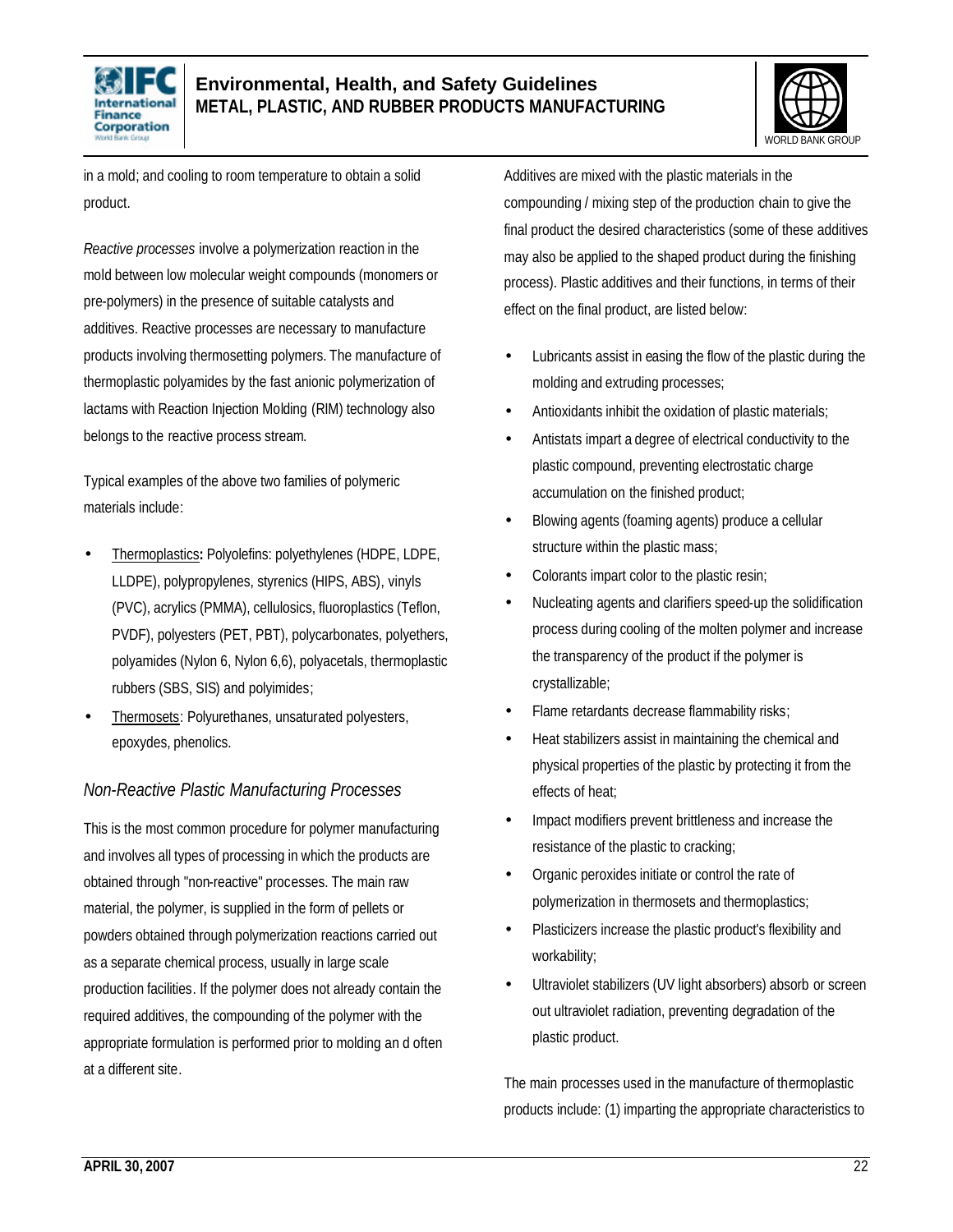in a mold; and cooling to room temperature to obtain a solid product.

*Reactive processes* involve a polymerization reaction in the mold between low molecular weight compounds (monomers or pre-polymers) in the presence of suitable catalysts and additives. Reactive processes are necessary to manufacture products involving thermosetting polymers. The manufacture of thermoplastic polyamides by the fast anionic polymerization of lactams with Reaction Injection Molding (RIM) technology also belongs to the reactive process stream.

Typical examples of the above two families of polymeric materials include:

- <u>Thermoplastics</u>**:** Polyolefins: polyethylenes (HDPE, LDPE, LLDPE), polypropylenes, styrenics (HIPS, ABS), vinyls (PVC), acrylics (PMMA), cellulosics, fluoroplastics (Teflon, PVDF), polyesters (PET, PBT), polycarbonates, polyethers, polyamides (Nylon 6, Nylon 6,6), polyacetals, thermoplastic rubbers (SBS, SIS) and polyimides;
- <u>Thermosets</u>: Polyurethanes, unsaturated polyesters, epoxydes, phenolics.

### *Non-Reactive Plastic Manufacturing Processes*

This is the most common procedure for polymer manufacturing and involves all types of processing in which the products are obtained through "non-reactive" processes. The main raw material, the polymer, is supplied in the form of pellets or powders obtained through polymerization reactions carried out as a separate chemical process, usually in large scale production facilities. If the polymer does not already contain the required additives, the compounding of the polymer with the appropriate formulation is performed prior to molding an d often at a different site.

Additives are mixed with the plastic materials in the compounding / mixing step of the production chain to give the final product the desired characteristics (some of these additives may also be applied to the shaped product during the finishing process). Plastic additives and their functions, in terms of their effect on the final product, are listed below:

- Lubricants assist in easing the flow of the plastic during the molding and extruding processes;
- Antioxidants inhibit the oxidation of plastic materials;
- Antistats impart a degree of electrical conductivity to the plastic compound, preventing electrostatic charge accumulation on the finished product;
- Blowing agents (foaming agents) produce a cellular structure within the plastic mass;
- Colorants impart color to the plastic resin;
- Nucleating agents and clarifiers speed-up the solidification process during cooling of the molten polymer and increase the transparency of the product if the polymer is crystallizable;
- Flame retardants decrease flammability risks;
- Heat stabilizers assist in maintaining the chemical and physical properties of the plastic by protecting it from the effects of heat;
- Impact modifiers prevent brittleness and increase the resistance of the plastic to cracking;
- Organic peroxides initiate or control the rate of polymerization in thermosets and thermoplastics;
- Plasticizers increase the plastic product's flexibility and workability;
- Ultraviolet stabilizers (UV light absorbers) absorb or screen out ultraviolet radiation, preventing degradation of the plastic product.

The main processes used in the manufacture of thermoplastic products include: (1) imparting the appropriate characteristics to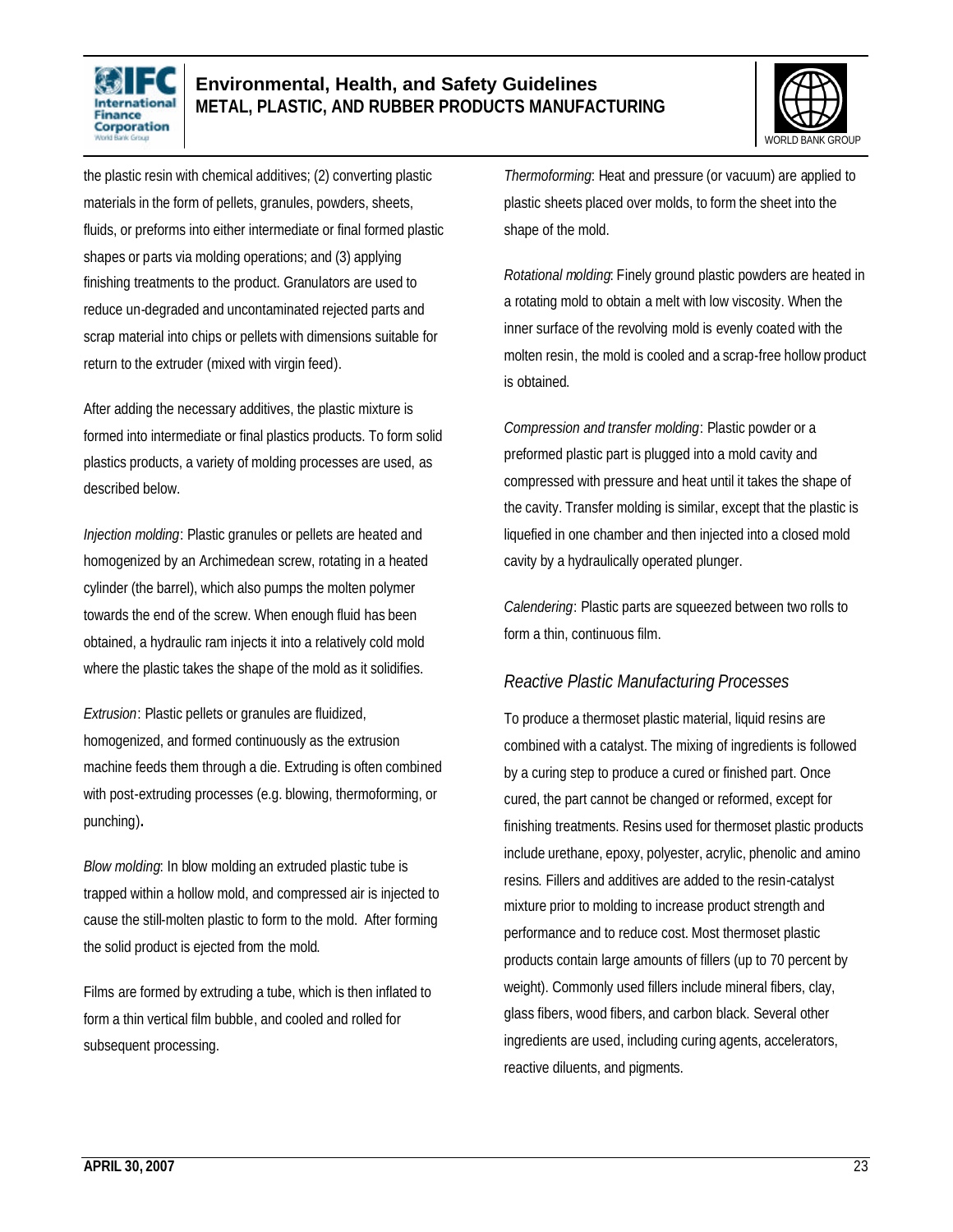the plastic resin with chemical additives; (2) converting plastic materials in the form of pellets, granules, powders, sheets, fluids, or preforms into either intermediate or final formed plastic shapes or parts via molding operations; and (3) applying finishing treatments to the product. Granulators are used to reduce un-degraded and uncontaminated rejected parts and scrap material into chips or pellets with dimensions suitable for return to the extruder (mixed with virgin feed).

After adding the necessary additives, the plastic mixture is formed into intermediate or final plastics products. To form solid plastics products, a variety of molding processes are used, as described below.

*Injection molding*: Plastic granules or pellets are heated and homogenized by an Archimedean screw, rotating in a heated cylinder (the barrel), which also pumps the molten polymer towards the end of the screw. When enough fluid has been obtained, a hydraulic ram injects it into a relatively cold mold where the plastic takes the shape of the mold as it solidifies.

*Extrusion*: Plastic pellets or granules are fluidized, homogenized, and formed continuously as the extrusion machine feeds them through a die. Extruding is often combined with post-extruding processes (e.g. blowing, thermoforming, or punching).

*Blow molding*: In blow molding an extruded plastic tube is trapped within a hollow mold, and compressed air is injected to cause the still-molten plastic to form to the mold. After forming the solid product is ejected from the mold.

Films are formed by extruding a tube, which is then inflated to form a thin vertical film bubble, and cooled and rolled for subsequent processing.

*Thermoforming*: Heat and pressure (or vacuum) are applied to plastic sheets placed over molds, to form the sheet into the shape of the mold.

*Rotational molding*: Finely ground plastic powders are heated in a rotating mold to obtain a melt with low viscosity. When the inner surface of the revolving mold is evenly coated with the molten resin, the mold is cooled and a scrap-free hollow product is obtained.

*Compression and transfer molding*: Plastic powder or a preformed plastic part is plugged into a mold cavity and compressed with pressure and heat until it takes the shape of the cavity. Transfer molding is similar, except that the plastic is liquefied in one chamber and then injected into a closed mold cavity by a hydraulically operated plunger.

*Calendering*: Plastic parts are squeezed between two rolls to form a thin, continuous film.

### *Reactive Plastic Manufacturing Processes*

To produce a thermoset plastic material, liquid resins are combined with a catalyst. The mixing of ingredients is followed by a curing step to produce a cured or finished part. Once cured, the part cannot be changed or reformed, except for finishing treatments. Resins used for thermoset plastic products include urethane, epoxy, polyester, acrylic, phenolic and amino resins. Fillers and additives are added to the resin-catalyst mixture prior to molding to increase product strength and performance and to reduce cost. Most thermoset plastic products contain large amounts of fillers (up to 70 percent by weight). Commonly used fillers include mineral fibers, clay, glass fibers, wood fibers, and carbon black. Several other ingredients are used, including curing agents, accelerators, reactive diluents, and pigments.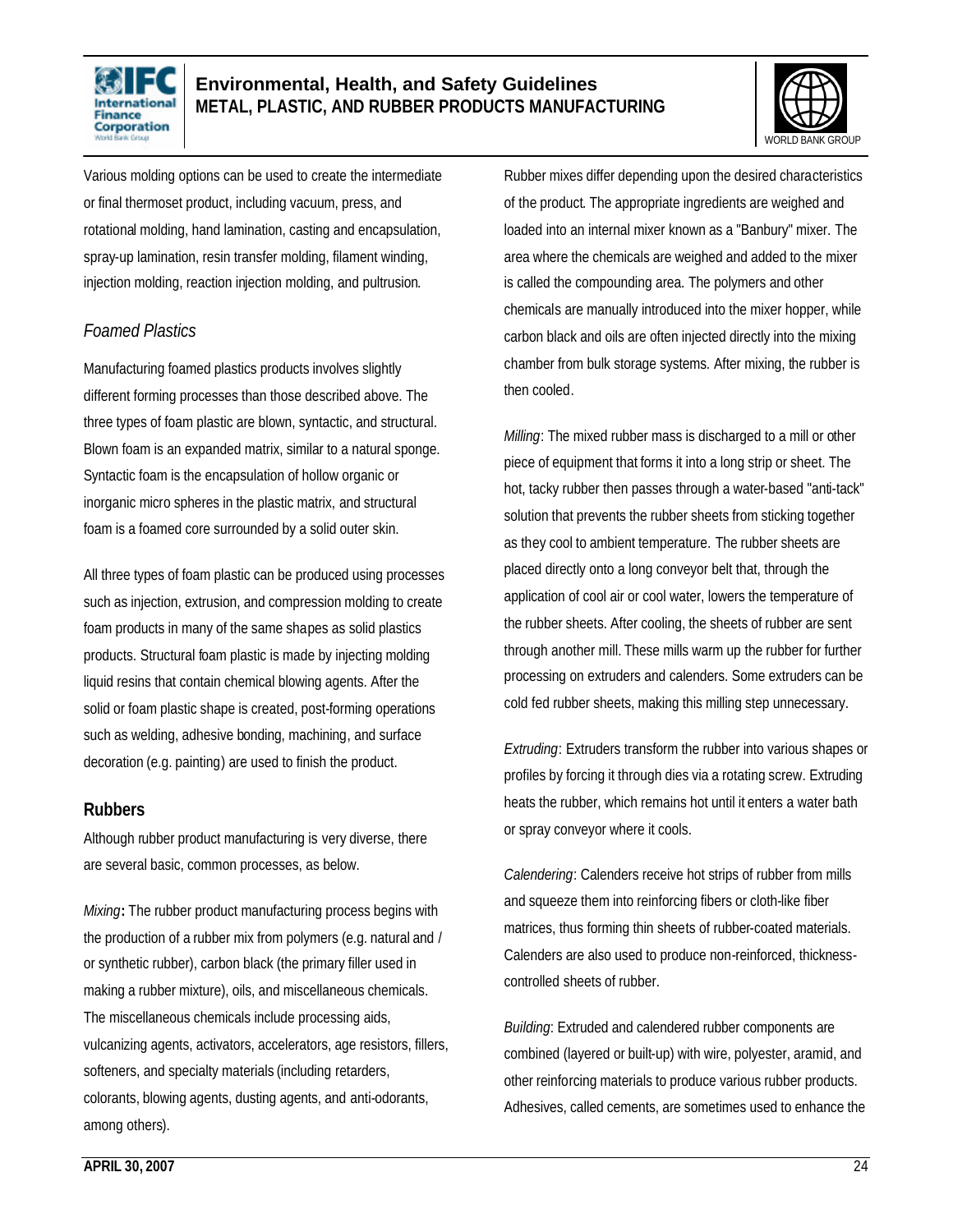Various molding options can be used to create the intermediate or final thermoset product, including vacuum, press, and rotational molding, hand lamination, casting and encapsulation, spray-up lamination, resin transfer molding, filament winding, injection molding, reaction injection molding, and pultrusion.

### *Foamed Plastics*

Manufacturing foamed plastics products involves slightly different forming processes than those described above. The three types of foam plastic are blown, syntactic, and structural. Blown foam is an expanded matrix, similar to a natural sponge. Syntactic foam is the encapsulation of hollow organic or inorganic micro spheres in the plastic matrix, and structural foam is a foamed core surrounded by a solid outer skin.

All three types of foam plastic can be produced using processes such as injection, extrusion, and compression molding to create foam products in many of the same shapes as solid plastics products. Structural foam plastic is made by injecting molding liquid resins that contain chemical blowing agents. After the solid or foam plastic shape is created, post-forming operations such as welding, adhesive bonding, machining, and surface decoration (e.g. painting) are used to finish the product.

## Rubbers

Although rubber product manufacturing is very diverse, there are several basic, common processes, as below.

*Mixing*: The rubber product manufacturing process begins with the production of a rubber mix from polymers (e.g. natural and / or synthetic rubber), carbon black (the primary filler used in making a rubber mixture), oils, and miscellaneous chemicals. The miscellaneous chemicals include processing aids, vulcanizing agents, activators, accelerators, age resistors, fillers, softeners, and specialty materials (including retarders, colorants, blowing agents, dusting agents, and anti-odorants, among others).

Rubber mixes differ depending upon the desired characteristics of the product. The appropriate ingredients are weighed and loaded into an internal mixer known as a "Banbury" mixer. The area where the chemicals are weighed and added to the mixer is called the compounding area. The polymers and other chemicals are manually introduced into the mixer hopper, while carbon black and oils are often injected directly into the mixing chamber from bulk storage systems. After mixing, the rubber is then cooled.

*Milling*: The mixed rubber mass is discharged to a mill or other piece of equipment that forms it into a long strip or sheet. The hot, tacky rubber then passes through a water-based "anti-tack" solution that prevents the rubber sheets from sticking together as they cool to ambient temperature. The rubber sheets are placed directly onto a long conveyor belt that, through the application of cool air or cool water, lowers the temperature of the rubber sheets. After cooling, the sheets of rubber are sent through another mill. These mills warm up the rubber for further processing on extruders and calenders. Some extruders can be cold fed rubber sheets, making this milling step unnecessary.

*Extruding*: Extruders transform the rubber into various shapes or profiles by forcing it through dies via a rotating screw. Extruding heats the rubber, which remains hot until it enters a water bath or spray conveyor where it cools.

*Calendering*: Calenders receive hot strips of rubber from mills and squeeze them into reinforcing fibers or cloth-like fiber matrices, thus forming thin sheets of rubber-coated materials. Calenders are also used to produce non-reinforced, thickness-controlled sheets of rubber.

*Building*: Extruded and calendered rubber components are combined (layered or built-up) with wire, polyester, aramid, and other reinforcing materials to produce various rubber products. Adhesives, called cements, are sometimes used to enhance the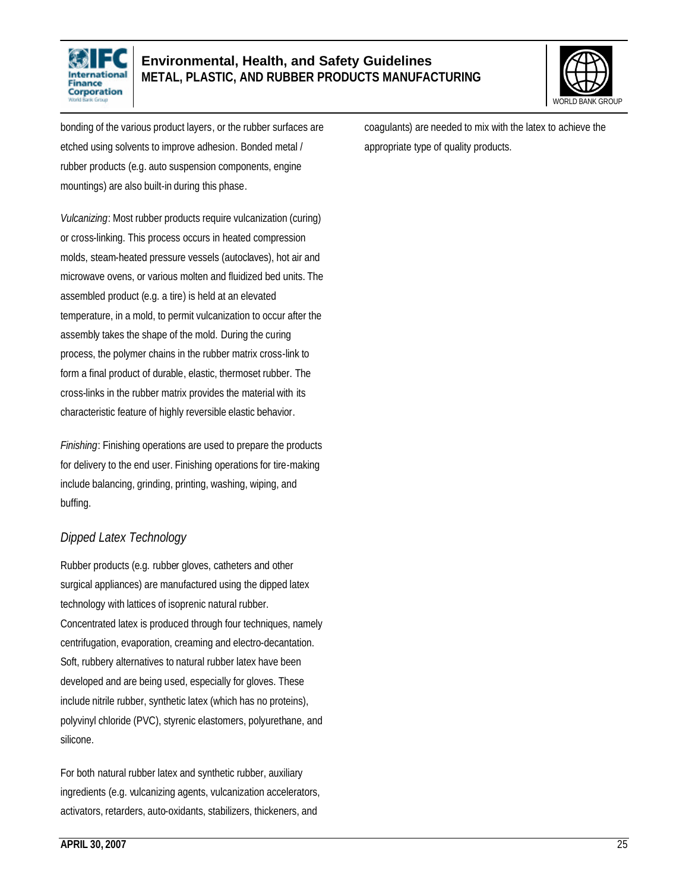bonding of the various product layers, or the rubber surfaces are etched using solvents to improve adhesion. Bonded metal / rubber products (e.g. auto suspension components, engine mountings) are also built-in during this phase.

*Vulcanizing*: Most rubber products require vulcanization (curing) or cross-linking. This process occurs in heated compression molds, steam-heated pressure vessels (autoclaves), hot air and microwave ovens, or various molten and fluidized bed units. The assembled product (e.g. a tire) is held at an elevated temperature, in a mold, to permit vulcanization to occur after the assembly takes the shape of the mold. During the curing process, the polymer chains in the rubber matrix cross-link to form a final product of durable, elastic, thermoset rubber. The cross-links in the rubber matrix provides the material with its characteristic feature of highly reversible elastic behavior.

*Finishing*: Finishing operations are used to prepare the products for delivery to the end user. Finishing operations for tire-making include balancing, grinding, printing, washing, wiping, and buffing.

### *Dipped Latex Technology*

Rubber products (e.g. rubber gloves, catheters and other surgical appliances) are manufactured using the dipped latex technology with lattices of isoprenic natural rubber. Concentrated latex is produced through four techniques, namely centrifugation, evaporation, creaming and electro-decantation. Soft, rubbery alternatives to natural rubber latex have been developed and are being used, especially for gloves. These include nitrile rubber, synthetic latex (which has no proteins), polyvinyl chloride (PVC), styrenic elastomers, polyurethane, and silicone.

For both natural rubber latex and synthetic rubber, auxiliary ingredients (e.g. vulcanizing agents, vulcanization accelerators, activators, retarders, auto-oxidants, stabilizers, thickeners, and coagulants) are needed to mix with the latex to achieve the appropriate type of quality products.